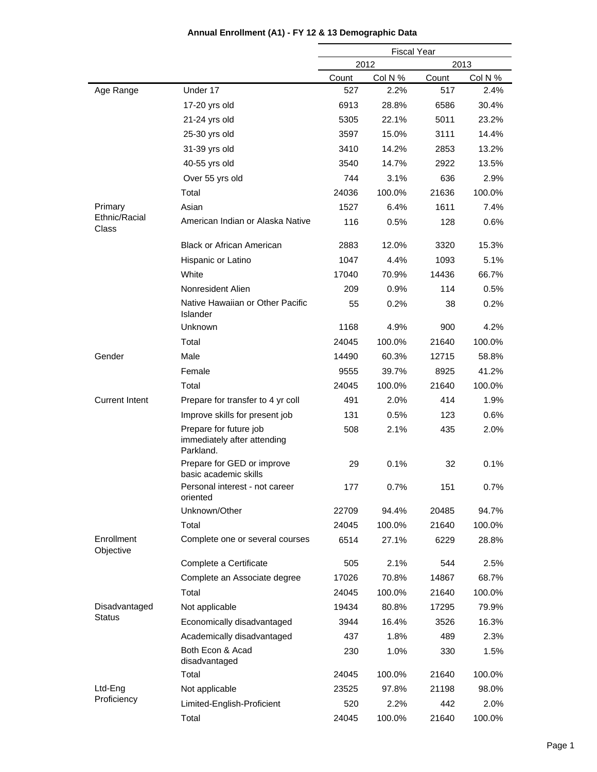# Annual Enrollment (A1) - FY 12 & 13 Demographic Data

| | | Fiscal Year | | | |
|---|---|---|---|---|---|
| | | 2012 | | 2013 | |
| | | Count | Col N % | Count | Col N % |
| Age Range | Under 17 | 527 | 2.2% | 517 | 2.4% |
| | 17-20 yrs old | 6913 | 28.8% | 6586 | 30.4% |
| | 21-24 yrs old | 5305 | 22.1% | 5011 | 23.2% |
| | 25-30 yrs old | 3597 | 15.0% | 3111 | 14.4% |
| | 31-39 yrs old | 3410 | 14.2% | 2853 | 13.2% |
| | 40-55 yrs old | 3540 | 14.7% | 2922 | 13.5% |
| | Over 55 yrs old | 744 | 3.1% | 636 | 2.9% |
| | Total | 24036 | 100.0% | 21636 | 100.0% |
| Primary Ethnic/Racial Class | Asian | 1527 | 6.4% | 1611 | 7.4% |
| | American Indian or Alaska Native | 116 | 0.5% | 128 | 0.6% |
| | Black or African American | 2883 | 12.0% | 3320 | 15.3% |
| | Hispanic or Latino | 1047 | 4.4% | 1093 | 5.1% |
| | White | 17040 | 70.9% | 14436 | 66.7% |
| | Nonresident Alien | 209 | 0.9% | 114 | 0.5% |
| | Native Hawaiian or Other Pacific Islander | 55 | 0.2% | 38 | 0.2% |
| | Unknown | 1168 | 4.9% | 900 | 4.2% |
| | Total | 24045 | 100.0% | 21640 | 100.0% |
| Gender | Male | 14490 | 60.3% | 12715 | 58.8% |
| | Female | 9555 | 39.7% | 8925 | 41.2% |
| | Total | 24045 | 100.0% | 21640 | 100.0% |
| Current Intent | Prepare for transfer to 4 yr coll | 491 | 2.0% | 414 | 1.9% |
| | Improve skills for present job | 131 | 0.5% | 123 | 0.6% |
| | Prepare for future job immediately after attending Parkland. | 508 | 2.1% | 435 | 2.0% |
| | Prepare for GED or improve basic academic skills | 29 | 0.1% | 32 | 0.1% |
| | Personal interest - not career oriented | 177 | 0.7% | 151 | 0.7% |
| | Unknown/Other | 22709 | 94.4% | 20485 | 94.7% |
| | Total | 24045 | 100.0% | 21640 | 100.0% |
| Enrollment Objective | Complete one or several courses | 6514 | 27.1% | 6229 | 28.8% |
| | Complete a Certificate | 505 | 2.1% | 544 | 2.5% |
| | Complete an Associate degree | 17026 | 70.8% | 14867 | 68.7% |
| | Total | 24045 | 100.0% | 21640 | 100.0% |
| Disadvantaged Status | Not applicable | 19434 | 80.8% | 17295 | 79.9% |
| | Economically disadvantaged | 3944 | 16.4% | 3526 | 16.3% |
| | Academically disadvantaged | 437 | 1.8% | 489 | 2.3% |
| | Both Econ & Acad disadvantaged | 230 | 1.0% | 330 | 1.5% |
| | Total | 24045 | 100.0% | 21640 | 100.0% |
| Ltd-Eng Proficiency | Not applicable | 23525 | 97.8% | 21198 | 98.0% |
| | Limited-English-Proficient | 520 | 2.2% | 442 | 2.0% |
| | Total | 24045 | 100.0% | 21640 | 100.0% |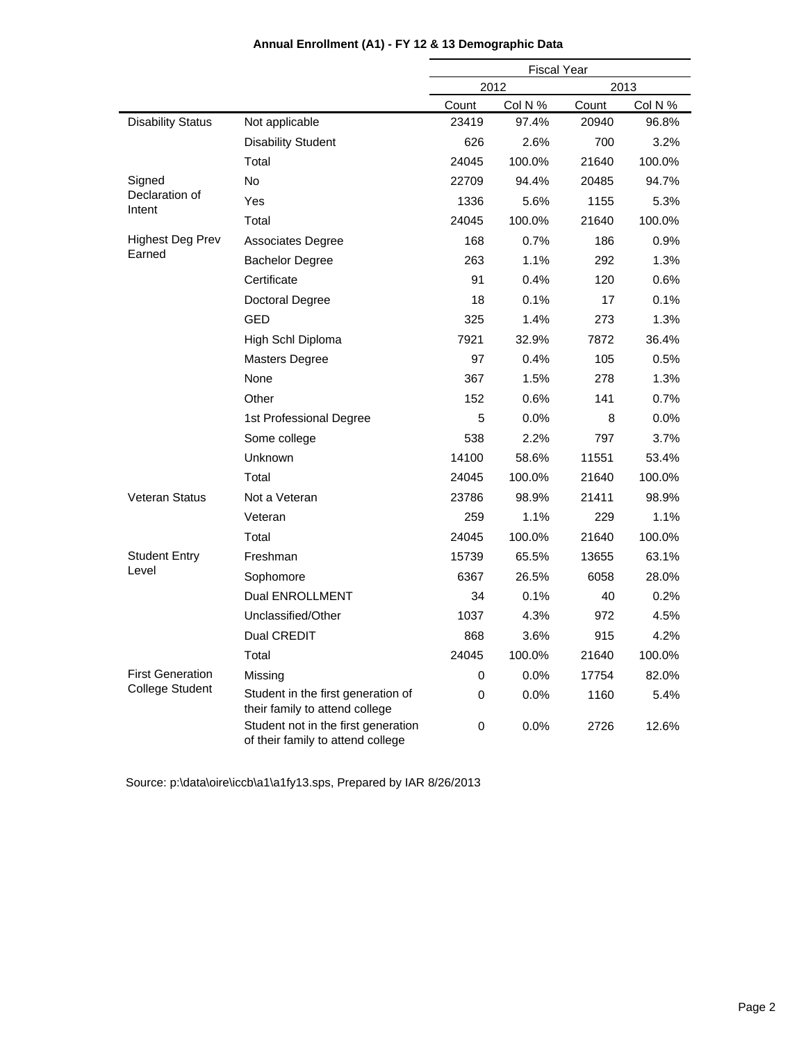**Annual Enrollment (A1) - FY 12 & 13 Demographic Data**

| | | Fiscal Year | | | |
|---|---|---|---|---|---|
| | | 2012 | | 2013 | |
| | | Count | Col N % | Count | Col N % |
| Disability Status | Not applicable | 23419 | 97.4% | 20940 | 96.8% |
| | Disability Student | 626 | 2.6% | 700 | 3.2% |
| | Total | 24045 | 100.0% | 21640 | 100.0% |
| Signed Declaration of Intent | No | 22709 | 94.4% | 20485 | 94.7% |
| | Yes | 1336 | 5.6% | 1155 | 5.3% |
| | Total | 24045 | 100.0% | 21640 | 100.0% |
| Highest Deg Prev Earned | Associates Degree | 168 | 0.7% | 186 | 0.9% |
| | Bachelor Degree | 263 | 1.1% | 292 | 1.3% |
| | Certificate | 91 | 0.4% | 120 | 0.6% |
| | Doctoral Degree | 18 | 0.1% | 17 | 0.1% |
| | GED | 325 | 1.4% | 273 | 1.3% |
| | High Schl Diploma | 7921 | 32.9% | 7872 | 36.4% |
| | Masters Degree | 97 | 0.4% | 105 | 0.5% |
| | None | 367 | 1.5% | 278 | 1.3% |
| | Other | 152 | 0.6% | 141 | 0.7% |
| | 1st Professional Degree | 5 | 0.0% | 8 | 0.0% |
| | Some college | 538 | 2.2% | 797 | 3.7% |
| | Unknown | 14100 | 58.6% | 11551 | 53.4% |
| | Total | 24045 | 100.0% | 21640 | 100.0% |
| Veteran Status | Not a Veteran | 23786 | 98.9% | 21411 | 98.9% |
| | Veteran | 259 | 1.1% | 229 | 1.1% |
| | Total | 24045 | 100.0% | 21640 | 100.0% |
| Student Entry Level | Freshman | 15739 | 65.5% | 13655 | 63.1% |
| | Sophomore | 6367 | 26.5% | 6058 | 28.0% |
| | Dual ENROLLMENT | 34 | 0.1% | 40 | 0.2% |
| | Unclassified/Other | 1037 | 4.3% | 972 | 4.5% |
| | Dual CREDIT | 868 | 3.6% | 915 | 4.2% |
| | Total | 24045 | 100.0% | 21640 | 100.0% |
| First Generation College Student | Missing | 0 | 0.0% | 17754 | 82.0% |
| | Student in the first generation of their family to attend college | 0 | 0.0% | 1160 | 5.4% |
| | Student not in the first generation of their family to attend college | 0 | 0.0% | 2726 | 12.6% |

Source: p:\data\oire\iccb\a1\a1fy13.sps, Prepared by IAR 8/26/2013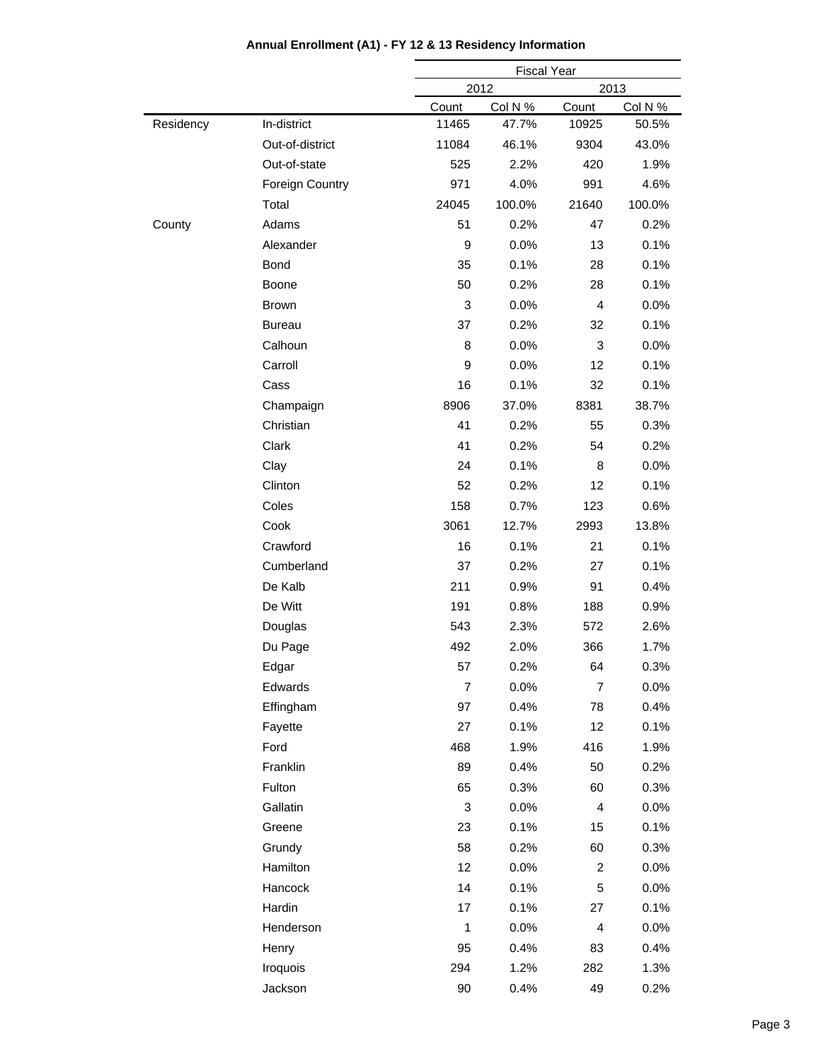**Annual Enrollment (A1) - FY 12 & 13 Residency Information**

| | | Fiscal Year | | | |
|---|---|---|---|---|---|
| | | 2012 | | 2013 | |
| | | Count | Col N % | Count | Col N % |
| Residency | In-district | 11465 | 47.7% | 10925 | 50.5% |
| | Out-of-district | 11084 | 46.1% | 9304 | 43.0% |
| | Out-of-state | 525 | 2.2% | 420 | 1.9% |
| | Foreign Country | 971 | 4.0% | 991 | 4.6% |
| | Total | 24045 | 100.0% | 21640 | 100.0% |
| County | Adams | 51 | 0.2% | 47 | 0.2% |
| | Alexander | 9 | 0.0% | 13 | 0.1% |
| | Bond | 35 | 0.1% | 28 | 0.1% |
| | Boone | 50 | 0.2% | 28 | 0.1% |
| | Brown | 3 | 0.0% | 4 | 0.0% |
| | Bureau | 37 | 0.2% | 32 | 0.1% |
| | Calhoun | 8 | 0.0% | 3 | 0.0% |
| | Carroll | 9 | 0.0% | 12 | 0.1% |
| | Cass | 16 | 0.1% | 32 | 0.1% |
| | Champaign | 8906 | 37.0% | 8381 | 38.7% |
| | Christian | 41 | 0.2% | 55 | 0.3% |
| | Clark | 41 | 0.2% | 54 | 0.2% |
| | Clay | 24 | 0.1% | 8 | 0.0% |
| | Clinton | 52 | 0.2% | 12 | 0.1% |
| | Coles | 158 | 0.7% | 123 | 0.6% |
| | Cook | 3061 | 12.7% | 2993 | 13.8% |
| | Crawford | 16 | 0.1% | 21 | 0.1% |
| | Cumberland | 37 | 0.2% | 27 | 0.1% |
| | De Kalb | 211 | 0.9% | 91 | 0.4% |
| | De Witt | 191 | 0.8% | 188 | 0.9% |
| | Douglas | 543 | 2.3% | 572 | 2.6% |
| | Du Page | 492 | 2.0% | 366 | 1.7% |
| | Edgar | 57 | 0.2% | 64 | 0.3% |
| | Edwards | 7 | 0.0% | 7 | 0.0% |
| | Effingham | 97 | 0.4% | 78 | 0.4% |
| | Fayette | 27 | 0.1% | 12 | 0.1% |
| | Ford | 468 | 1.9% | 416 | 1.9% |
| | Franklin | 89 | 0.4% | 50 | 0.2% |
| | Fulton | 65 | 0.3% | 60 | 0.3% |
| | Gallatin | 3 | 0.0% | 4 | 0.0% |
| | Greene | 23 | 0.1% | 15 | 0.1% |
| | Grundy | 58 | 0.2% | 60 | 0.3% |
| | Hamilton | 12 | 0.0% | 2 | 0.0% |
| | Hancock | 14 | 0.1% | 5 | 0.0% |
| | Hardin | 17 | 0.1% | 27 | 0.1% |
| | Henderson | 1 | 0.0% | 4 | 0.0% |
| | Henry | 95 | 0.4% | 83 | 0.4% |
| | Iroquois | 294 | 1.2% | 282 | 1.3% |
| | Jackson | 90 | 0.4% | 49 | 0.2% |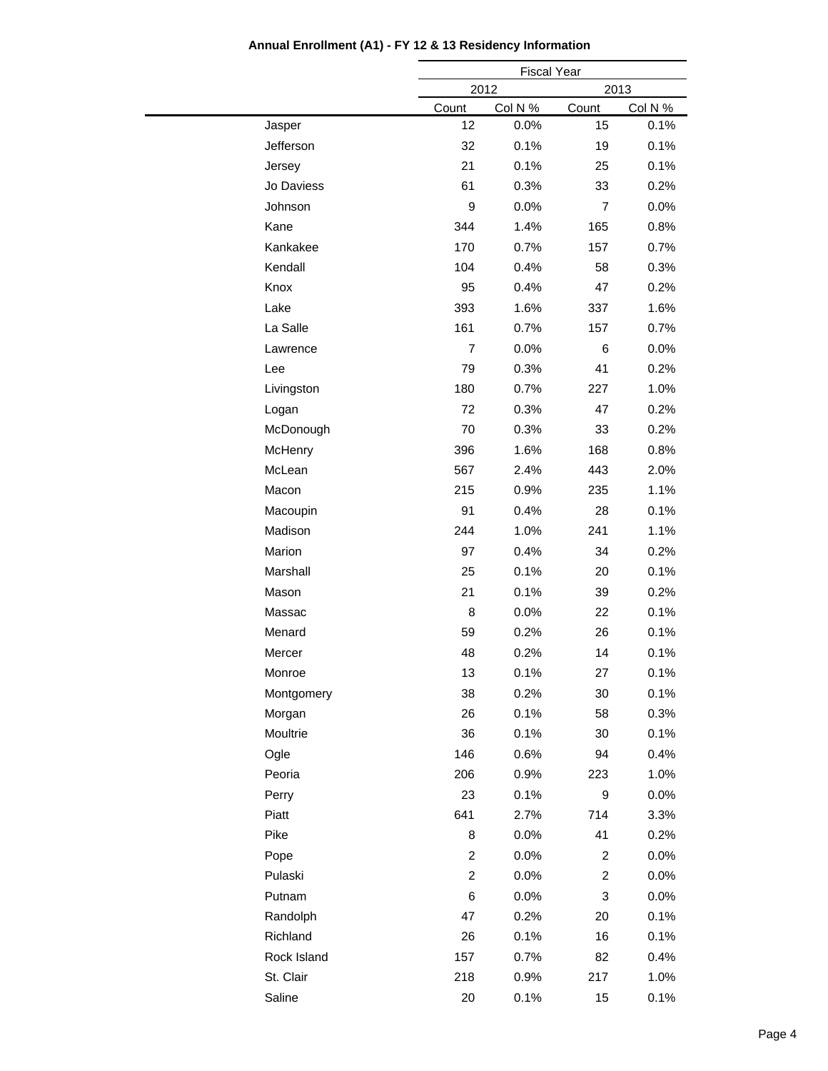**Annual Enrollment (A1) - FY 12 & 13 Residency Information**

| | Fiscal Year | | | |
|---|---|---|---|---|
| | 2012 | | 2013 | |
| | Count | Col N % | Count | Col N % |
| Jasper | 12 | 0.0% | 15 | 0.1% |
| Jefferson | 32 | 0.1% | 19 | 0.1% |
| Jersey | 21 | 0.1% | 25 | 0.1% |
| Jo Daviess | 61 | 0.3% | 33 | 0.2% |
| Johnson | 9 | 0.0% | 7 | 0.0% |
| Kane | 344 | 1.4% | 165 | 0.8% |
| Kankakee | 170 | 0.7% | 157 | 0.7% |
| Kendall | 104 | 0.4% | 58 | 0.3% |
| Knox | 95 | 0.4% | 47 | 0.2% |
| Lake | 393 | 1.6% | 337 | 1.6% |
| La Salle | 161 | 0.7% | 157 | 0.7% |
| Lawrence | 7 | 0.0% | 6 | 0.0% |
| Lee | 79 | 0.3% | 41 | 0.2% |
| Livingston | 180 | 0.7% | 227 | 1.0% |
| Logan | 72 | 0.3% | 47 | 0.2% |
| McDonough | 70 | 0.3% | 33 | 0.2% |
| McHenry | 396 | 1.6% | 168 | 0.8% |
| McLean | 567 | 2.4% | 443 | 2.0% |
| Macon | 215 | 0.9% | 235 | 1.1% |
| Macoupin | 91 | 0.4% | 28 | 0.1% |
| Madison | 244 | 1.0% | 241 | 1.1% |
| Marion | 97 | 0.4% | 34 | 0.2% |
| Marshall | 25 | 0.1% | 20 | 0.1% |
| Mason | 21 | 0.1% | 39 | 0.2% |
| Massac | 8 | 0.0% | 22 | 0.1% |
| Menard | 59 | 0.2% | 26 | 0.1% |
| Mercer | 48 | 0.2% | 14 | 0.1% |
| Monroe | 13 | 0.1% | 27 | 0.1% |
| Montgomery | 38 | 0.2% | 30 | 0.1% |
| Morgan | 26 | 0.1% | 58 | 0.3% |
| Moultrie | 36 | 0.1% | 30 | 0.1% |
| Ogle | 146 | 0.6% | 94 | 0.4% |
| Peoria | 206 | 0.9% | 223 | 1.0% |
| Perry | 23 | 0.1% | 9 | 0.0% |
| Piatt | 641 | 2.7% | 714 | 3.3% |
| Pike | 8 | 0.0% | 41 | 0.2% |
| Pope | 2 | 0.0% | 2 | 0.0% |
| Pulaski | 2 | 0.0% | 2 | 0.0% |
| Putnam | 6 | 0.0% | 3 | 0.0% |
| Randolph | 47 | 0.2% | 20 | 0.1% |
| Richland | 26 | 0.1% | 16 | 0.1% |
| Rock Island | 157 | 0.7% | 82 | 0.4% |
| St. Clair | 218 | 0.9% | 217 | 1.0% |
| Saline | 20 | 0.1% | 15 | 0.1% |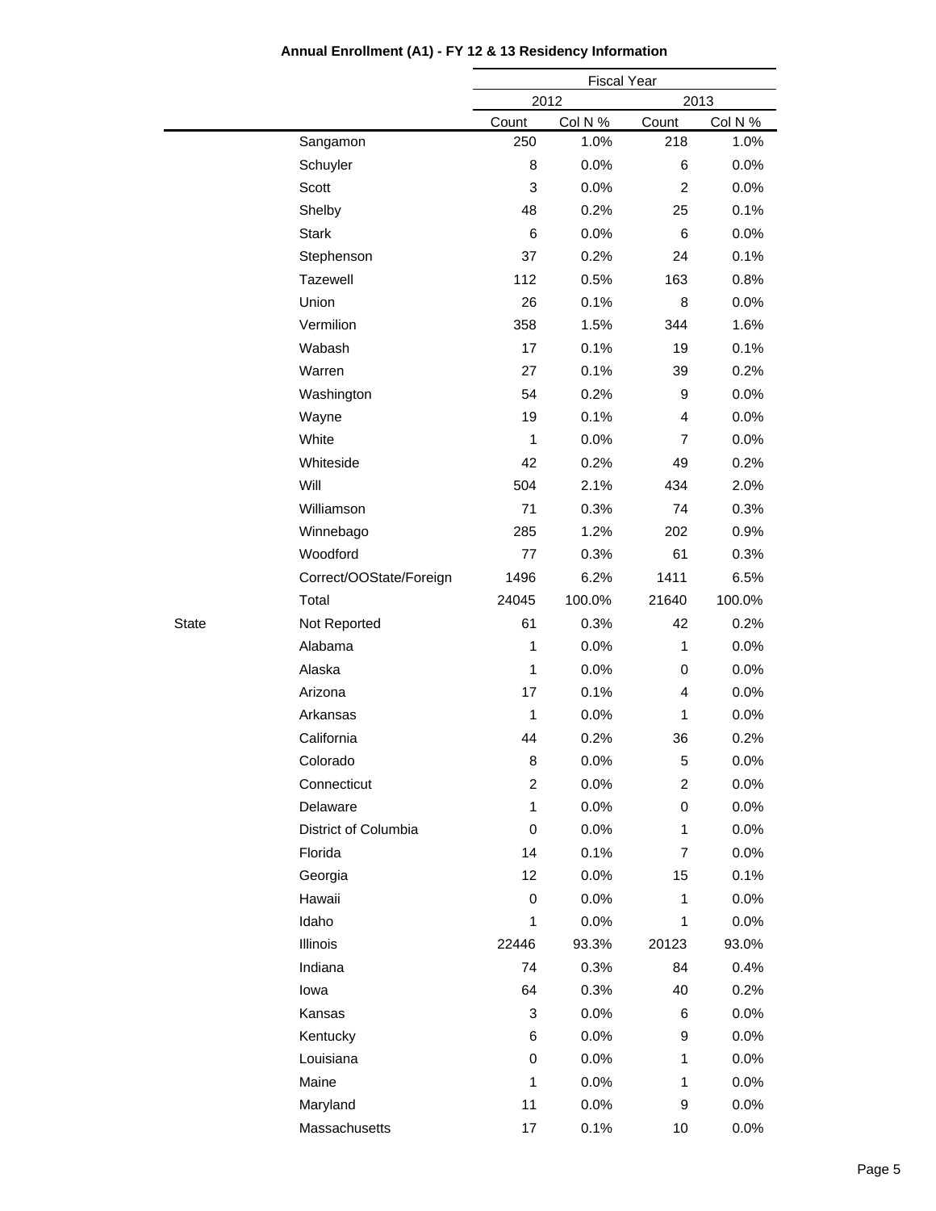**Annual Enrollment (A1) - FY 12 & 13 Residency Information**

| | | Fiscal Year | | | |
|---|---|---|---|---|---|
| | | 2012 | | 2013 | |
| | | Count | Col N % | Count | Col N % |
| | Sangamon | 250 | 1.0% | 218 | 1.0% |
| | Schuyler | 8 | 0.0% | 6 | 0.0% |
| | Scott | 3 | 0.0% | 2 | 0.0% |
| | Shelby | 48 | 0.2% | 25 | 0.1% |
| | Stark | 6 | 0.0% | 6 | 0.0% |
| | Stephenson | 37 | 0.2% | 24 | 0.1% |
| | Tazewell | 112 | 0.5% | 163 | 0.8% |
| | Union | 26 | 0.1% | 8 | 0.0% |
| | Vermilion | 358 | 1.5% | 344 | 1.6% |
| | Wabash | 17 | 0.1% | 19 | 0.1% |
| | Warren | 27 | 0.1% | 39 | 0.2% |
| | Washington | 54 | 0.2% | 9 | 0.0% |
| | Wayne | 19 | 0.1% | 4 | 0.0% |
| | White | 1 | 0.0% | 7 | 0.0% |
| | Whiteside | 42 | 0.2% | 49 | 0.2% |
| | Will | 504 | 2.1% | 434 | 2.0% |
| | Williamson | 71 | 0.3% | 74 | 0.3% |
| | Winnebago | 285 | 1.2% | 202 | 0.9% |
| | Woodford | 77 | 0.3% | 61 | 0.3% |
| | Correct/OOState/Foreign | 1496 | 6.2% | 1411 | 6.5% |
| | Total | 24045 | 100.0% | 21640 | 100.0% |
| State | Not Reported | 61 | 0.3% | 42 | 0.2% |
| | Alabama | 1 | 0.0% | 1 | 0.0% |
| | Alaska | 1 | 0.0% | 0 | 0.0% |
| | Arizona | 17 | 0.1% | 4 | 0.0% |
| | Arkansas | 1 | 0.0% | 1 | 0.0% |
| | California | 44 | 0.2% | 36 | 0.2% |
| | Colorado | 8 | 0.0% | 5 | 0.0% |
| | Connecticut | 2 | 0.0% | 2 | 0.0% |
| | Delaware | 1 | 0.0% | 0 | 0.0% |
| | District of Columbia | 0 | 0.0% | 1 | 0.0% |
| | Florida | 14 | 0.1% | 7 | 0.0% |
| | Georgia | 12 | 0.0% | 15 | 0.1% |
| | Hawaii | 0 | 0.0% | 1 | 0.0% |
| | Idaho | 1 | 0.0% | 1 | 0.0% |
| | Illinois | 22446 | 93.3% | 20123 | 93.0% |
| | Indiana | 74 | 0.3% | 84 | 0.4% |
| | Iowa | 64 | 0.3% | 40 | 0.2% |
| | Kansas | 3 | 0.0% | 6 | 0.0% |
| | Kentucky | 6 | 0.0% | 9 | 0.0% |
| | Louisiana | 0 | 0.0% | 1 | 0.0% |
| | Maine | 1 | 0.0% | 1 | 0.0% |
| | Maryland | 11 | 0.0% | 9 | 0.0% |
| | Massachusetts | 17 | 0.1% | 10 | 0.0% |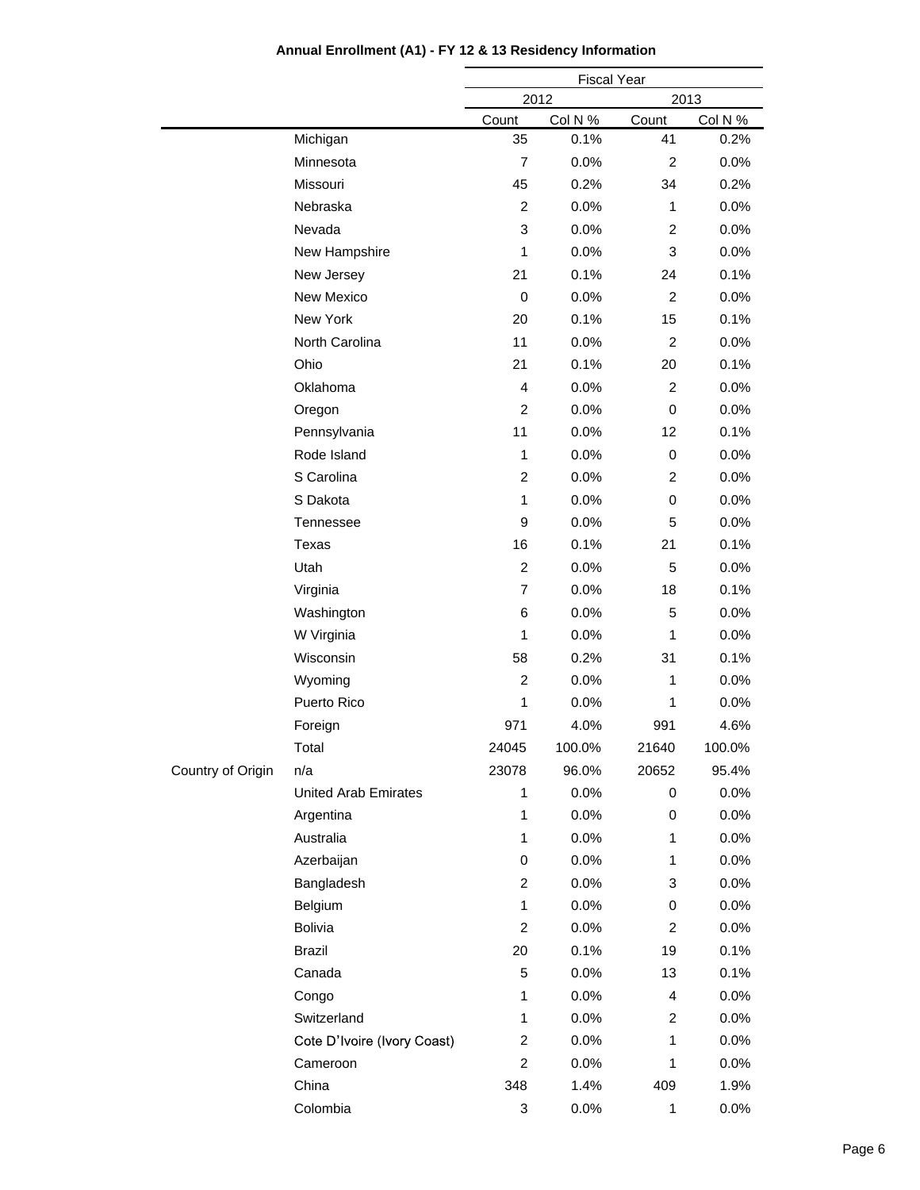**Annual Enrollment (A1) - FY 12 & 13 Residency Information**

| | | Fiscal Year | | | |
|---|---|---|---|---|---|
| | | 2012 | | 2013 | |
| | | Count | Col N % | Count | Col N % |
| | Michigan | 35 | 0.1% | 41 | 0.2% |
| | Minnesota | 7 | 0.0% | 2 | 0.0% |
| | Missouri | 45 | 0.2% | 34 | 0.2% |
| | Nebraska | 2 | 0.0% | 1 | 0.0% |
| | Nevada | 3 | 0.0% | 2 | 0.0% |
| | New Hampshire | 1 | 0.0% | 3 | 0.0% |
| | New Jersey | 21 | 0.1% | 24 | 0.1% |
| | New Mexico | 0 | 0.0% | 2 | 0.0% |
| | New York | 20 | 0.1% | 15 | 0.1% |
| | North Carolina | 11 | 0.0% | 2 | 0.0% |
| | Ohio | 21 | 0.1% | 20 | 0.1% |
| | Oklahoma | 4 | 0.0% | 2 | 0.0% |
| | Oregon | 2 | 0.0% | 0 | 0.0% |
| | Pennsylvania | 11 | 0.0% | 12 | 0.1% |
| | Rode Island | 1 | 0.0% | 0 | 0.0% |
| | S Carolina | 2 | 0.0% | 2 | 0.0% |
| | S Dakota | 1 | 0.0% | 0 | 0.0% |
| | Tennessee | 9 | 0.0% | 5 | 0.0% |
| | Texas | 16 | 0.1% | 21 | 0.1% |
| | Utah | 2 | 0.0% | 5 | 0.0% |
| | Virginia | 7 | 0.0% | 18 | 0.1% |
| | Washington | 6 | 0.0% | 5 | 0.0% |
| | W Virginia | 1 | 0.0% | 1 | 0.0% |
| | Wisconsin | 58 | 0.2% | 31 | 0.1% |
| | Wyoming | 2 | 0.0% | 1 | 0.0% |
| | Puerto Rico | 1 | 0.0% | 1 | 0.0% |
| | Foreign | 971 | 4.0% | 991 | 4.6% |
| | Total | 24045 | 100.0% | 21640 | 100.0% |
| Country of Origin | n/a | 23078 | 96.0% | 20652 | 95.4% |
| | United Arab Emirates | 1 | 0.0% | 0 | 0.0% |
| | Argentina | 1 | 0.0% | 0 | 0.0% |
| | Australia | 1 | 0.0% | 1 | 0.0% |
| | Azerbaijan | 0 | 0.0% | 1 | 0.0% |
| | Bangladesh | 2 | 0.0% | 3 | 0.0% |
| | Belgium | 1 | 0.0% | 0 | 0.0% |
| | Bolivia | 2 | 0.0% | 2 | 0.0% |
| | Brazil | 20 | 0.1% | 19 | 0.1% |
| | Canada | 5 | 0.0% | 13 | 0.1% |
| | Congo | 1 | 0.0% | 4 | 0.0% |
| | Switzerland | 1 | 0.0% | 2 | 0.0% |
| | Cote D'Ivoire (Ivory Coast) | 2 | 0.0% | 1 | 0.0% |
| | Cameroon | 2 | 0.0% | 1 | 0.0% |
| | China | 348 | 1.4% | 409 | 1.9% |
| | Colombia | 3 | 0.0% | 1 | 0.0% |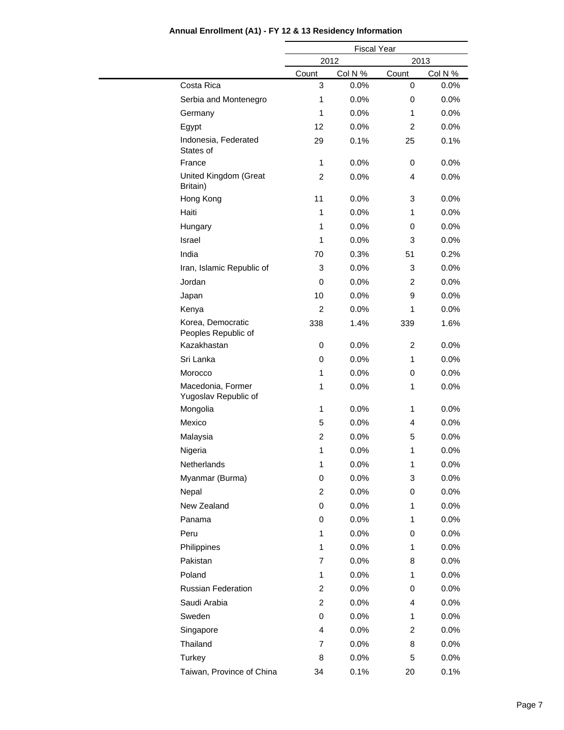**Annual Enrollment (A1) - FY 12 & 13 Residency Information**

| | Fiscal Year | | | |
|---|---|---|---|---|
| | 2012 | | 2013 | |
| | Count | Col N % | Count | Col N % |
| Costa Rica | 3 | 0.0% | 0 | 0.0% |
| Serbia and Montenegro | 1 | 0.0% | 0 | 0.0% |
| Germany | 1 | 0.0% | 1 | 0.0% |
| Egypt | 12 | 0.0% | 2 | 0.0% |
| Indonesia, Federated States of | 29 | 0.1% | 25 | 0.1% |
| France | 1 | 0.0% | 0 | 0.0% |
| United Kingdom (Great Britain) | 2 | 0.0% | 4 | 0.0% |
| Hong Kong | 11 | 0.0% | 3 | 0.0% |
| Haiti | 1 | 0.0% | 1 | 0.0% |
| Hungary | 1 | 0.0% | 0 | 0.0% |
| Israel | 1 | 0.0% | 3 | 0.0% |
| India | 70 | 0.3% | 51 | 0.2% |
| Iran, Islamic Republic of | 3 | 0.0% | 3 | 0.0% |
| Jordan | 0 | 0.0% | 2 | 0.0% |
| Japan | 10 | 0.0% | 9 | 0.0% |
| Kenya | 2 | 0.0% | 1 | 0.0% |
| Korea, Democratic Peoples Republic of | 338 | 1.4% | 339 | 1.6% |
| Kazakhastan | 0 | 0.0% | 2 | 0.0% |
| Sri Lanka | 0 | 0.0% | 1 | 0.0% |
| Morocco | 1 | 0.0% | 0 | 0.0% |
| Macedonia, Former Yugoslav Republic of | 1 | 0.0% | 1 | 0.0% |
| Mongolia | 1 | 0.0% | 1 | 0.0% |
| Mexico | 5 | 0.0% | 4 | 0.0% |
| Malaysia | 2 | 0.0% | 5 | 0.0% |
| Nigeria | 1 | 0.0% | 1 | 0.0% |
| Netherlands | 1 | 0.0% | 1 | 0.0% |
| Myanmar (Burma) | 0 | 0.0% | 3 | 0.0% |
| Nepal | 2 | 0.0% | 0 | 0.0% |
| New Zealand | 0 | 0.0% | 1 | 0.0% |
| Panama | 0 | 0.0% | 1 | 0.0% |
| Peru | 1 | 0.0% | 0 | 0.0% |
| Philippines | 1 | 0.0% | 1 | 0.0% |
| Pakistan | 7 | 0.0% | 8 | 0.0% |
| Poland | 1 | 0.0% | 1 | 0.0% |
| Russian Federation | 2 | 0.0% | 0 | 0.0% |
| Saudi Arabia | 2 | 0.0% | 4 | 0.0% |
| Sweden | 0 | 0.0% | 1 | 0.0% |
| Singapore | 4 | 0.0% | 2 | 0.0% |
| Thailand | 7 | 0.0% | 8 | 0.0% |
| Turkey | 8 | 0.0% | 5 | 0.0% |
| Taiwan, Province of China | 34 | 0.1% | 20 | 0.1% |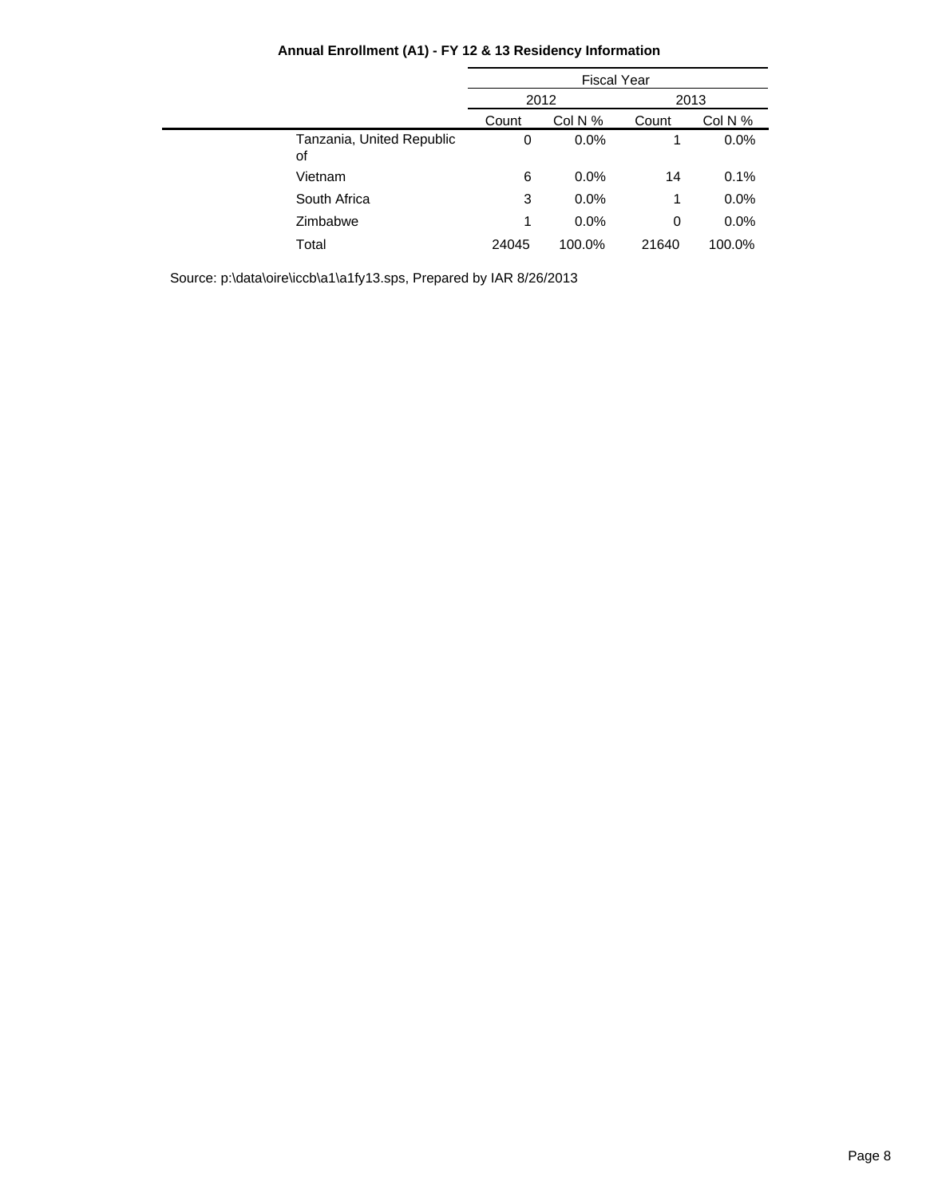**Annual Enrollment (A1) - FY 12 & 13 Residency Information**

| | Fiscal Year | | | |
|---|---|---|---|---|
| | 2012 | | 2013 | |
| | Count | Col N % | Count | Col N % |
| Tanzania, United Republic of | 0 | 0.0% | 1 | 0.0% |
| Vietnam | 6 | 0.0% | 14 | 0.1% |
| South Africa | 3 | 0.0% | 1 | 0.0% |
| Zimbabwe | 1 | 0.0% | 0 | 0.0% |
| Total | 24045 | 100.0% | 21640 | 100.0% |

Source: p:\data\oire\iccb\a1\a1fy13.sps, Prepared by IAR 8/26/2013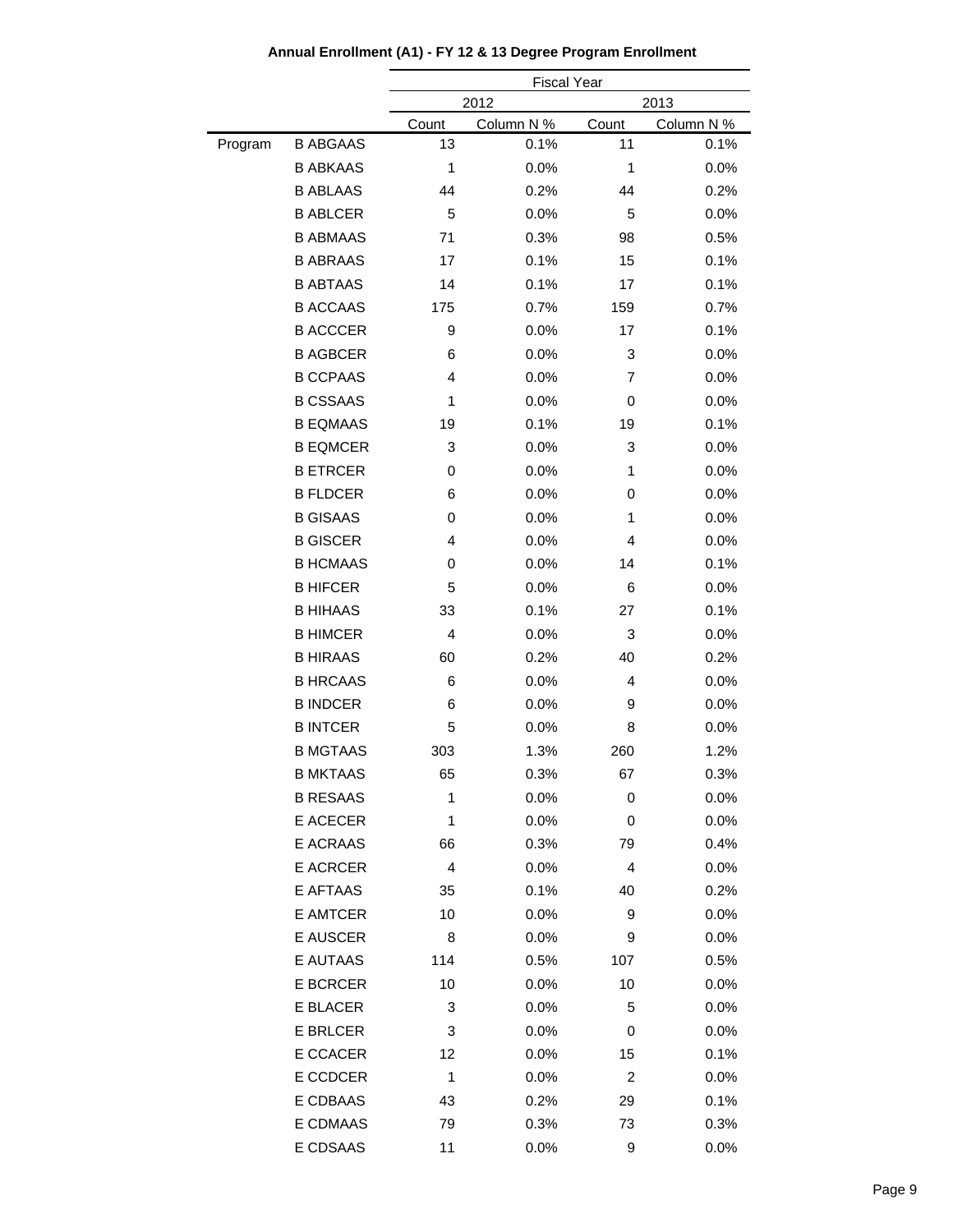**Annual Enrollment (A1) - FY 12 & 13 Degree Program Enrollment**

| | | Fiscal Year | | | |
|---|---|---|---|---|---|
| | | 2012 | | 2013 | |
| | | Count | Column N % | Count | Column N % |
| Program | B ABGAAS | 13 | 0.1% | 11 | 0.1% |
| | B ABKAAS | 1 | 0.0% | 1 | 0.0% |
| | B ABLAAS | 44 | 0.2% | 44 | 0.2% |
| | B ABLCER | 5 | 0.0% | 5 | 0.0% |
| | B ABMAAS | 71 | 0.3% | 98 | 0.5% |
| | B ABRAAS | 17 | 0.1% | 15 | 0.1% |
| | B ABTAAS | 14 | 0.1% | 17 | 0.1% |
| | B ACCAAS | 175 | 0.7% | 159 | 0.7% |
| | B ACCCER | 9 | 0.0% | 17 | 0.1% |
| | B AGBCER | 6 | 0.0% | 3 | 0.0% |
| | B CCPAAS | 4 | 0.0% | 7 | 0.0% |
| | B CSSAAS | 1 | 0.0% | 0 | 0.0% |
| | B EQMAAS | 19 | 0.1% | 19 | 0.1% |
| | B EQMCER | 3 | 0.0% | 3 | 0.0% |
| | B ETRCER | 0 | 0.0% | 1 | 0.0% |
| | B FLDCER | 6 | 0.0% | 0 | 0.0% |
| | B GISAAS | 0 | 0.0% | 1 | 0.0% |
| | B GISCER | 4 | 0.0% | 4 | 0.0% |
| | B HCMAAS | 0 | 0.0% | 14 | 0.1% |
| | B HIFCER | 5 | 0.0% | 6 | 0.0% |
| | B HIHAAS | 33 | 0.1% | 27 | 0.1% |
| | B HIMCER | 4 | 0.0% | 3 | 0.0% |
| | B HIRAAS | 60 | 0.2% | 40 | 0.2% |
| | B HRCAAS | 6 | 0.0% | 4 | 0.0% |
| | B INDCER | 6 | 0.0% | 9 | 0.0% |
| | B INTCER | 5 | 0.0% | 8 | 0.0% |
| | B MGTAAS | 303 | 1.3% | 260 | 1.2% |
| | B MKTAAS | 65 | 0.3% | 67 | 0.3% |
| | B RESAAS | 1 | 0.0% | 0 | 0.0% |
| | E ACECER | 1 | 0.0% | 0 | 0.0% |
| | E ACRAAS | 66 | 0.3% | 79 | 0.4% |
| | E ACRCER | 4 | 0.0% | 4 | 0.0% |
| | E AFTAAS | 35 | 0.1% | 40 | 0.2% |
| | E AMTCER | 10 | 0.0% | 9 | 0.0% |
| | E AUSCER | 8 | 0.0% | 9 | 0.0% |
| | E AUTAAS | 114 | 0.5% | 107 | 0.5% |
| | E BCRCER | 10 | 0.0% | 10 | 0.0% |
| | E BLACER | 3 | 0.0% | 5 | 0.0% |
| | E BRLCER | 3 | 0.0% | 0 | 0.0% |
| | E CCACER | 12 | 0.0% | 15 | 0.1% |
| | E CCDCER | 1 | 0.0% | 2 | 0.0% |
| | E CDBAAS | 43 | 0.2% | 29 | 0.1% |
| | E CDMAAS | 79 | 0.3% | 73 | 0.3% |
| | E CDSAAS | 11 | 0.0% | 9 | 0.0% |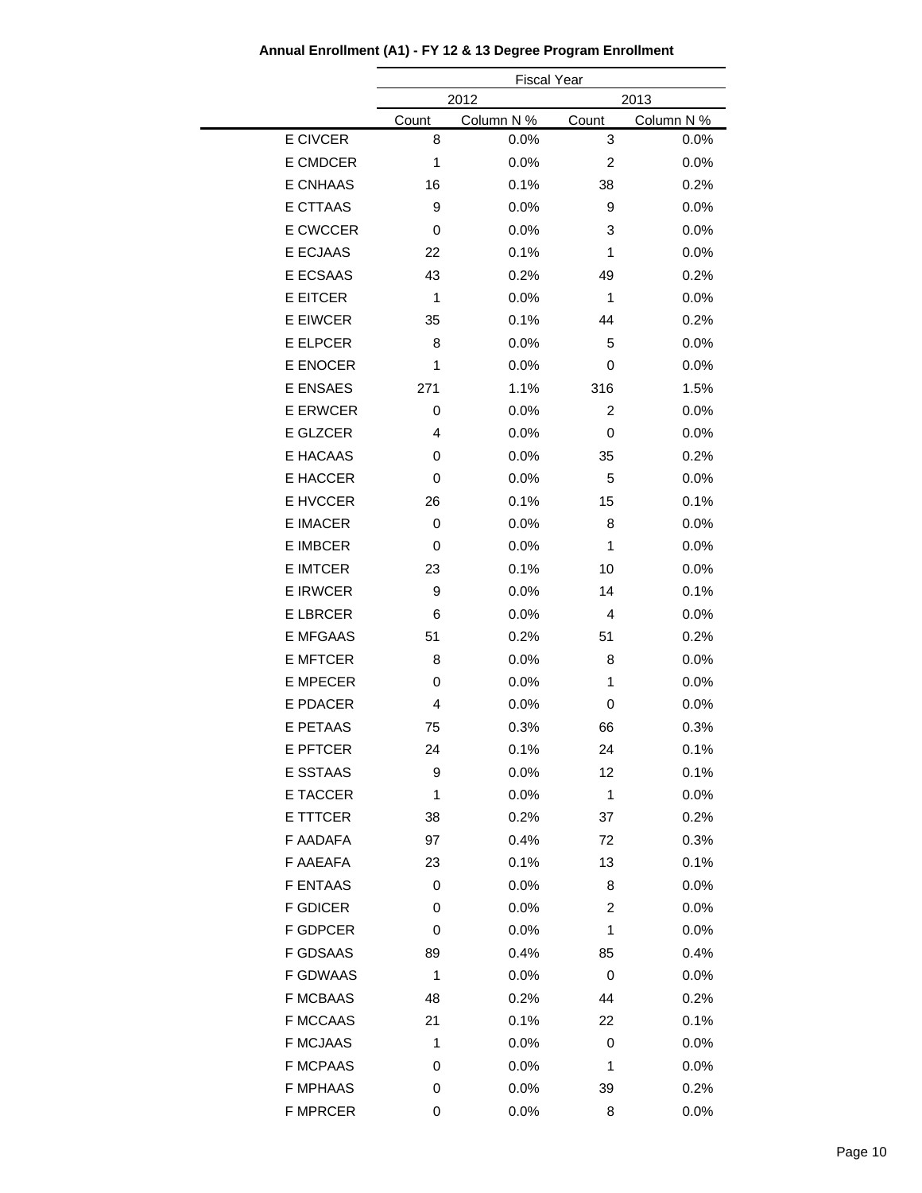**Annual Enrollment (A1) - FY 12 & 13 Degree Program Enrollment**

| | Fiscal Year | | | |
|---|---|---|---|---|
| | 2012 | | 2013 | |
| | Count | Column N % | Count | Column N % |
| E CIVCER | 8 | 0.0% | 3 | 0.0% |
| E CMDCER | 1 | 0.0% | 2 | 0.0% |
| E CNHAAS | 16 | 0.1% | 38 | 0.2% |
| E CTTAAS | 9 | 0.0% | 9 | 0.0% |
| E CWCCER | 0 | 0.0% | 3 | 0.0% |
| E ECJAAS | 22 | 0.1% | 1 | 0.0% |
| E ECSAAS | 43 | 0.2% | 49 | 0.2% |
| E EITCER | 1 | 0.0% | 1 | 0.0% |
| E EIWCER | 35 | 0.1% | 44 | 0.2% |
| E ELPCER | 8 | 0.0% | 5 | 0.0% |
| E ENOCER | 1 | 0.0% | 0 | 0.0% |
| E ENSAES | 271 | 1.1% | 316 | 1.5% |
| E ERWCER | 0 | 0.0% | 2 | 0.0% |
| E GLZCER | 4 | 0.0% | 0 | 0.0% |
| E HACAAS | 0 | 0.0% | 35 | 0.2% |
| E HACCER | 0 | 0.0% | 5 | 0.0% |
| E HVCCER | 26 | 0.1% | 15 | 0.1% |
| E IMACER | 0 | 0.0% | 8 | 0.0% |
| E IMBCER | 0 | 0.0% | 1 | 0.0% |
| E IMTCER | 23 | 0.1% | 10 | 0.0% |
| E IRWCER | 9 | 0.0% | 14 | 0.1% |
| E LBRCER | 6 | 0.0% | 4 | 0.0% |
| E MFGAAS | 51 | 0.2% | 51 | 0.2% |
| E MFTCER | 8 | 0.0% | 8 | 0.0% |
| E MPECER | 0 | 0.0% | 1 | 0.0% |
| E PDACER | 4 | 0.0% | 0 | 0.0% |
| E PETAAS | 75 | 0.3% | 66 | 0.3% |
| E PFTCER | 24 | 0.1% | 24 | 0.1% |
| E SSTAAS | 9 | 0.0% | 12 | 0.1% |
| E TACCER | 1 | 0.0% | 1 | 0.0% |
| E TTTCER | 38 | 0.2% | 37 | 0.2% |
| F AADAFA | 97 | 0.4% | 72 | 0.3% |
| F AAEAFA | 23 | 0.1% | 13 | 0.1% |
| F ENTAAS | 0 | 0.0% | 8 | 0.0% |
| F GDICER | 0 | 0.0% | 2 | 0.0% |
| F GDPCER | 0 | 0.0% | 1 | 0.0% |
| F GDSAAS | 89 | 0.4% | 85 | 0.4% |
| F GDWAAS | 1 | 0.0% | 0 | 0.0% |
| F MCBAAS | 48 | 0.2% | 44 | 0.2% |
| F MCCAAS | 21 | 0.1% | 22 | 0.1% |
| F MCJAAS | 1 | 0.0% | 0 | 0.0% |
| F MCPAAS | 0 | 0.0% | 1 | 0.0% |
| F MPHAAS | 0 | 0.0% | 39 | 0.2% |
| F MPRCER | 0 | 0.0% | 8 | 0.0% |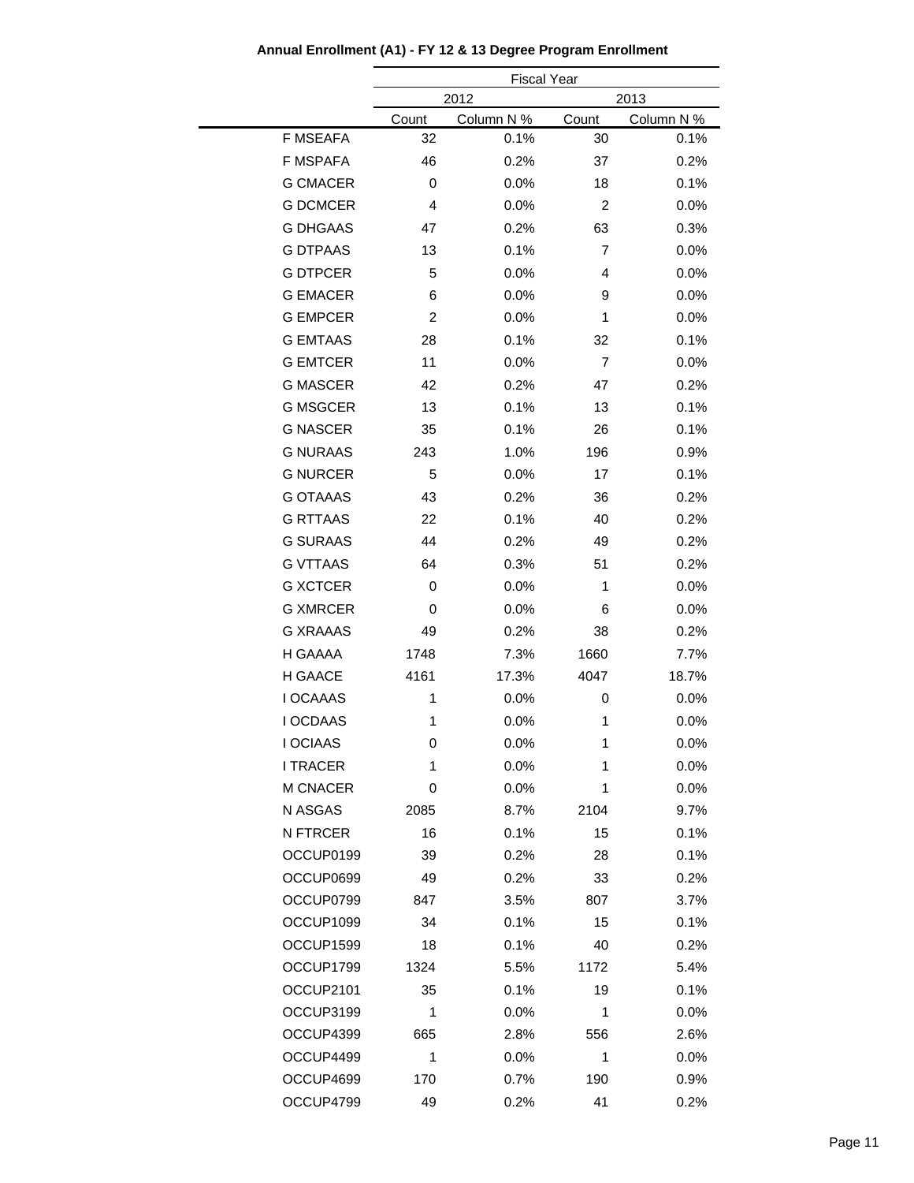**Annual Enrollment (A1) - FY 12 & 13 Degree Program Enrollment**

| | Fiscal Year | | | |
|---|---|---|---|---|
| | 2012 | | 2013 | |
| | Count | Column N % | Count | Column N % |
| F MSEAFA | 32 | 0.1% | 30 | 0.1% |
| F MSPAFA | 46 | 0.2% | 37 | 0.2% |
| G CMACER | 0 | 0.0% | 18 | 0.1% |
| G DCMCER | 4 | 0.0% | 2 | 0.0% |
| G DHGAAS | 47 | 0.2% | 63 | 0.3% |
| G DTPAAS | 13 | 0.1% | 7 | 0.0% |
| G DTPCER | 5 | 0.0% | 4 | 0.0% |
| G EMACER | 6 | 0.0% | 9 | 0.0% |
| G EMPCER | 2 | 0.0% | 1 | 0.0% |
| G EMTAAS | 28 | 0.1% | 32 | 0.1% |
| G EMTCER | 11 | 0.0% | 7 | 0.0% |
| G MASCER | 42 | 0.2% | 47 | 0.2% |
| G MSGCER | 13 | 0.1% | 13 | 0.1% |
| G NASCER | 35 | 0.1% | 26 | 0.1% |
| G NURAAS | 243 | 1.0% | 196 | 0.9% |
| G NURCER | 5 | 0.0% | 17 | 0.1% |
| G OTAAAS | 43 | 0.2% | 36 | 0.2% |
| G RTTAAS | 22 | 0.1% | 40 | 0.2% |
| G SURAAS | 44 | 0.2% | 49 | 0.2% |
| G VTTAAS | 64 | 0.3% | 51 | 0.2% |
| G XCTCER | 0 | 0.0% | 1 | 0.0% |
| G XMRCER | 0 | 0.0% | 6 | 0.0% |
| G XRAAAS | 49 | 0.2% | 38 | 0.2% |
| H GAAAA | 1748 | 7.3% | 1660 | 7.7% |
| H GAACE | 4161 | 17.3% | 4047 | 18.7% |
| I OCAAAS | 1 | 0.0% | 0 | 0.0% |
| I OCDAAS | 1 | 0.0% | 1 | 0.0% |
| I OCIAAS | 0 | 0.0% | 1 | 0.0% |
| I TRACER | 1 | 0.0% | 1 | 0.0% |
| M CNACER | 0 | 0.0% | 1 | 0.0% |
| N ASGAS | 2085 | 8.7% | 2104 | 9.7% |
| N FTRCER | 16 | 0.1% | 15 | 0.1% |
| OCCUP0199 | 39 | 0.2% | 28 | 0.1% |
| OCCUP0699 | 49 | 0.2% | 33 | 0.2% |
| OCCUP0799 | 847 | 3.5% | 807 | 3.7% |
| OCCUP1099 | 34 | 0.1% | 15 | 0.1% |
| OCCUP1599 | 18 | 0.1% | 40 | 0.2% |
| OCCUP1799 | 1324 | 5.5% | 1172 | 5.4% |
| OCCUP2101 | 35 | 0.1% | 19 | 0.1% |
| OCCUP3199 | 1 | 0.0% | 1 | 0.0% |
| OCCUP4399 | 665 | 2.8% | 556 | 2.6% |
| OCCUP4499 | 1 | 0.0% | 1 | 0.0% |
| OCCUP4699 | 170 | 0.7% | 190 | 0.9% |
| OCCUP4799 | 49 | 0.2% | 41 | 0.2% |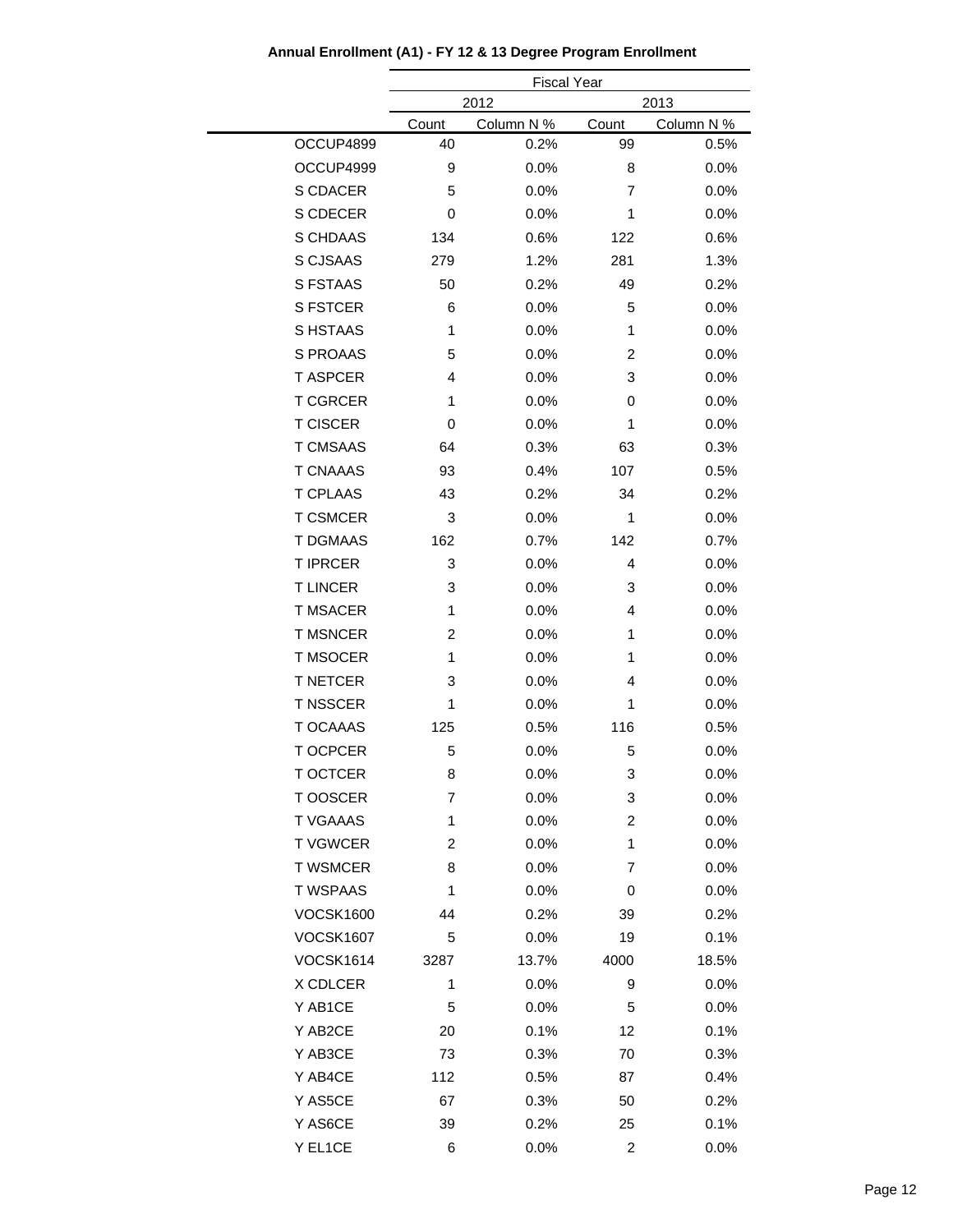**Annual Enrollment (A1) - FY 12 & 13 Degree Program Enrollment**

| | Fiscal Year | | | |
|---|---|---|---|---|
| | 2012 | | 2013 | |
| | Count | Column N % | Count | Column N % |
| OCCUP4899 | 40 | 0.2% | 99 | 0.5% |
| OCCUP4999 | 9 | 0.0% | 8 | 0.0% |
| S CDACER | 5 | 0.0% | 7 | 0.0% |
| S CDECER | 0 | 0.0% | 1 | 0.0% |
| S CHDAAS | 134 | 0.6% | 122 | 0.6% |
| S CJSAAS | 279 | 1.2% | 281 | 1.3% |
| S FSTAAS | 50 | 0.2% | 49 | 0.2% |
| S FSTCER | 6 | 0.0% | 5 | 0.0% |
| S HSTAAS | 1 | 0.0% | 1 | 0.0% |
| S PROAAS | 5 | 0.0% | 2 | 0.0% |
| T ASPCER | 4 | 0.0% | 3 | 0.0% |
| T CGRCER | 1 | 0.0% | 0 | 0.0% |
| T CISCER | 0 | 0.0% | 1 | 0.0% |
| T CMSAAS | 64 | 0.3% | 63 | 0.3% |
| T CNAAAS | 93 | 0.4% | 107 | 0.5% |
| T CPLAAS | 43 | 0.2% | 34 | 0.2% |
| T CSMCER | 3 | 0.0% | 1 | 0.0% |
| T DGMAAS | 162 | 0.7% | 142 | 0.7% |
| T IPRCER | 3 | 0.0% | 4 | 0.0% |
| T LINCER | 3 | 0.0% | 3 | 0.0% |
| T MSACER | 1 | 0.0% | 4 | 0.0% |
| T MSNCER | 2 | 0.0% | 1 | 0.0% |
| T MSOCER | 1 | 0.0% | 1 | 0.0% |
| T NETCER | 3 | 0.0% | 4 | 0.0% |
| T NSSCER | 1 | 0.0% | 1 | 0.0% |
| T OCAAAS | 125 | 0.5% | 116 | 0.5% |
| T OCPCER | 5 | 0.0% | 5 | 0.0% |
| T OCTCER | 8 | 0.0% | 3 | 0.0% |
| T OOSCER | 7 | 0.0% | 3 | 0.0% |
| T VGAAAS | 1 | 0.0% | 2 | 0.0% |
| T VGWCER | 2 | 0.0% | 1 | 0.0% |
| T WSMCER | 8 | 0.0% | 7 | 0.0% |
| T WSPAAS | 1 | 0.0% | 0 | 0.0% |
| VOCSK1600 | 44 | 0.2% | 39 | 0.2% |
| VOCSK1607 | 5 | 0.0% | 19 | 0.1% |
| VOCSK1614 | 3287 | 13.7% | 4000 | 18.5% |
| X CDLCER | 1 | 0.0% | 9 | 0.0% |
| Y AB1CE | 5 | 0.0% | 5 | 0.0% |
| Y AB2CE | 20 | 0.1% | 12 | 0.1% |
| Y AB3CE | 73 | 0.3% | 70 | 0.3% |
| Y AB4CE | 112 | 0.5% | 87 | 0.4% |
| Y AS5CE | 67 | 0.3% | 50 | 0.2% |
| Y AS6CE | 39 | 0.2% | 25 | 0.1% |
| Y EL1CE | 6 | 0.0% | 2 | 0.0% |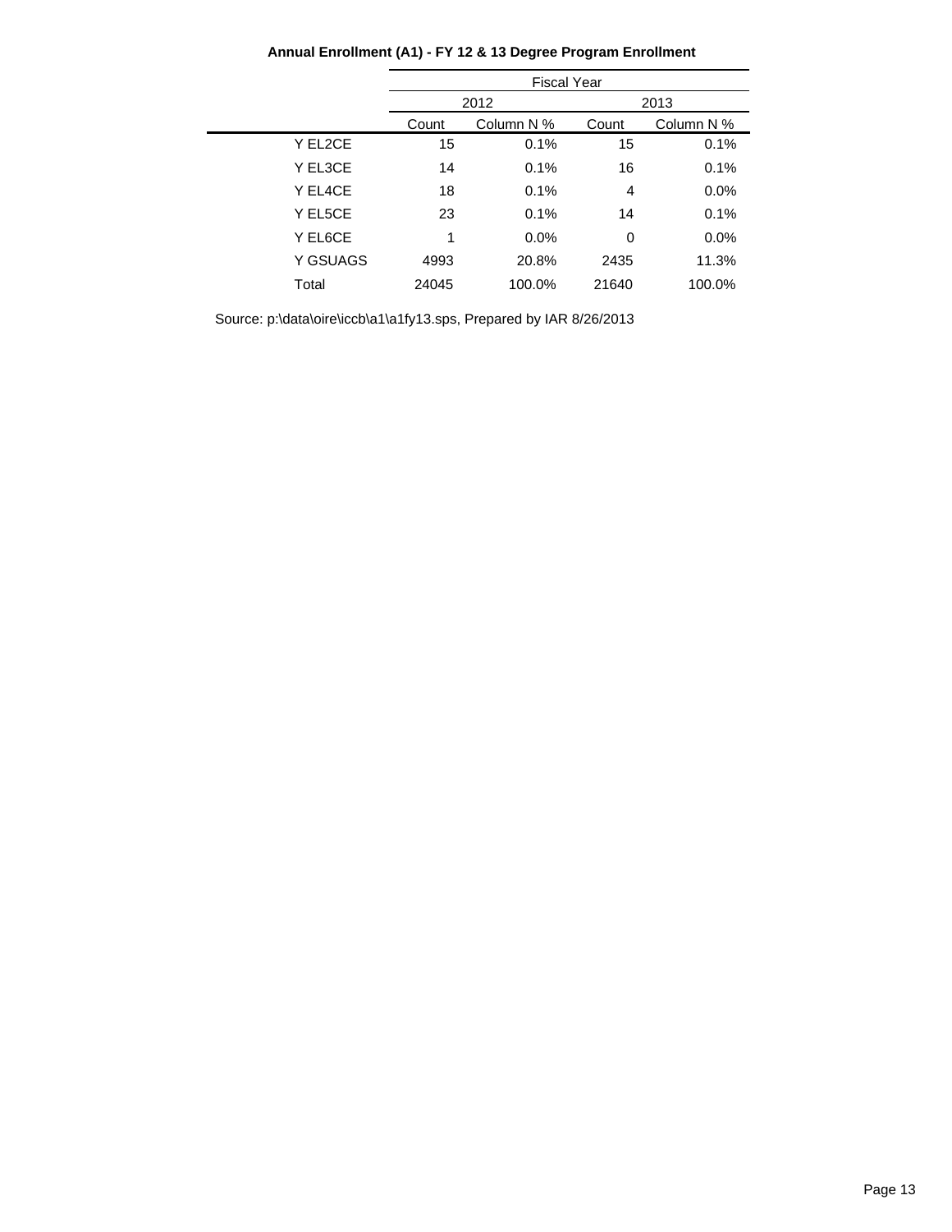**Annual Enrollment (A1) - FY 12 & 13 Degree Program Enrollment**

| | Fiscal Year | | | |
|---|---|---|---|---|
| | 2012 | | 2013 | |
| | Count | Column N % | Count | Column N % |
| Y EL2CE | 15 | 0.1% | 15 | 0.1% |
| Y EL3CE | 14 | 0.1% | 16 | 0.1% |
| Y EL4CE | 18 | 0.1% | 4 | 0.0% |
| Y EL5CE | 23 | 0.1% | 14 | 0.1% |
| Y EL6CE | 1 | 0.0% | 0 | 0.0% |
| Y GSUAGS | 4993 | 20.8% | 2435 | 11.3% |
| Total | 24045 | 100.0% | 21640 | 100.0% |

Source: p:\data\oire\iccb\a1\a1fy13.sps, Prepared by IAR 8/26/2013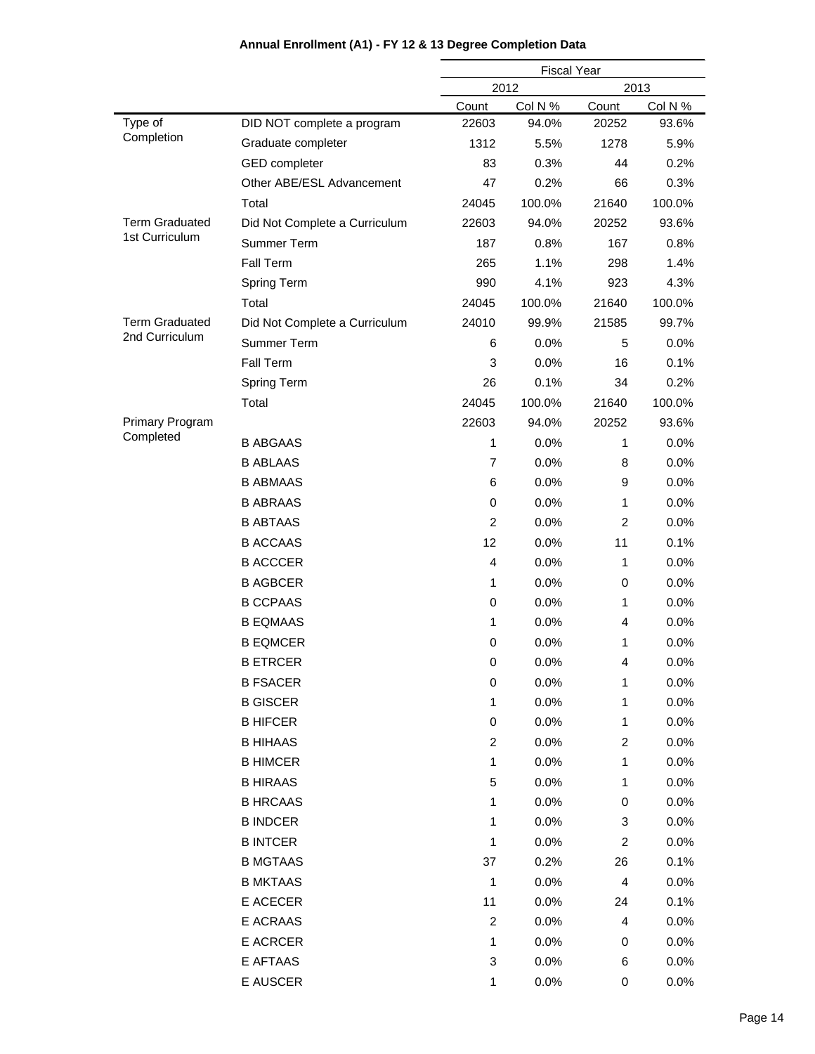**Annual Enrollment (A1) - FY 12 & 13 Degree Completion Data**

| | | Fiscal Year | | | |
|---|---|---|---|---|---|
| | | 2012 | | 2013 | |
| | | Count | Col N % | Count | Col N % |
| Type of Completion | DID NOT complete a program | 22603 | 94.0% | 20252 | 93.6% |
| | Graduate completer | 1312 | 5.5% | 1278 | 5.9% |
| | GED completer | 83 | 0.3% | 44 | 0.2% |
| | Other ABE/ESL Advancement | 47 | 0.2% | 66 | 0.3% |
| | Total | 24045 | 100.0% | 21640 | 100.0% |
| Term Graduated 1st Curriculum | Did Not Complete a Curriculum | 22603 | 94.0% | 20252 | 93.6% |
| | Summer Term | 187 | 0.8% | 167 | 0.8% |
| | Fall Term | 265 | 1.1% | 298 | 1.4% |
| | Spring Term | 990 | 4.1% | 923 | 4.3% |
| | Total | 24045 | 100.0% | 21640 | 100.0% |
| Term Graduated 2nd Curriculum | Did Not Complete a Curriculum | 24010 | 99.9% | 21585 | 99.7% |
| | Summer Term | 6 | 0.0% | 5 | 0.0% |
| | Fall Term | 3 | 0.0% | 16 | 0.1% |
| | Spring Term | 26 | 0.1% | 34 | 0.2% |
| | Total | 24045 | 100.0% | 21640 | 100.0% |
| Primary Program Completed | | 22603 | 94.0% | 20252 | 93.6% |
| | B ABGAAS | 1 | 0.0% | 1 | 0.0% |
| | B ABLAAS | 7 | 0.0% | 8 | 0.0% |
| | B ABMAAS | 6 | 0.0% | 9 | 0.0% |
| | B ABRAAS | 0 | 0.0% | 1 | 0.0% |
| | B ABTAAS | 2 | 0.0% | 2 | 0.0% |
| | B ACCAAS | 12 | 0.0% | 11 | 0.1% |
| | B ACCCER | 4 | 0.0% | 1 | 0.0% |
| | B AGBCER | 1 | 0.0% | 0 | 0.0% |
| | B CCPAAS | 0 | 0.0% | 1 | 0.0% |
| | B EQMAAS | 1 | 0.0% | 4 | 0.0% |
| | B EQMCER | 0 | 0.0% | 1 | 0.0% |
| | B ETRCER | 0 | 0.0% | 4 | 0.0% |
| | B FSACER | 0 | 0.0% | 1 | 0.0% |
| | B GISCER | 1 | 0.0% | 1 | 0.0% |
| | B HIFCER | 0 | 0.0% | 1 | 0.0% |
| | B HIHAAS | 2 | 0.0% | 2 | 0.0% |
| | B HIMCER | 1 | 0.0% | 1 | 0.0% |
| | B HIRAAS | 5 | 0.0% | 1 | 0.0% |
| | B HRCAAS | 1 | 0.0% | 0 | 0.0% |
| | B INDCER | 1 | 0.0% | 3 | 0.0% |
| | B INTCER | 1 | 0.0% | 2 | 0.0% |
| | B MGTAAS | 37 | 0.2% | 26 | 0.1% |
| | B MKTAAS | 1 | 0.0% | 4 | 0.0% |
| | E ACECER | 11 | 0.0% | 24 | 0.1% |
| | E ACRAAS | 2 | 0.0% | 4 | 0.0% |
| | E ACRCER | 1 | 0.0% | 0 | 0.0% |
| | E AFTAAS | 3 | 0.0% | 6 | 0.0% |
| | E AUSCER | 1 | 0.0% | 0 | 0.0% |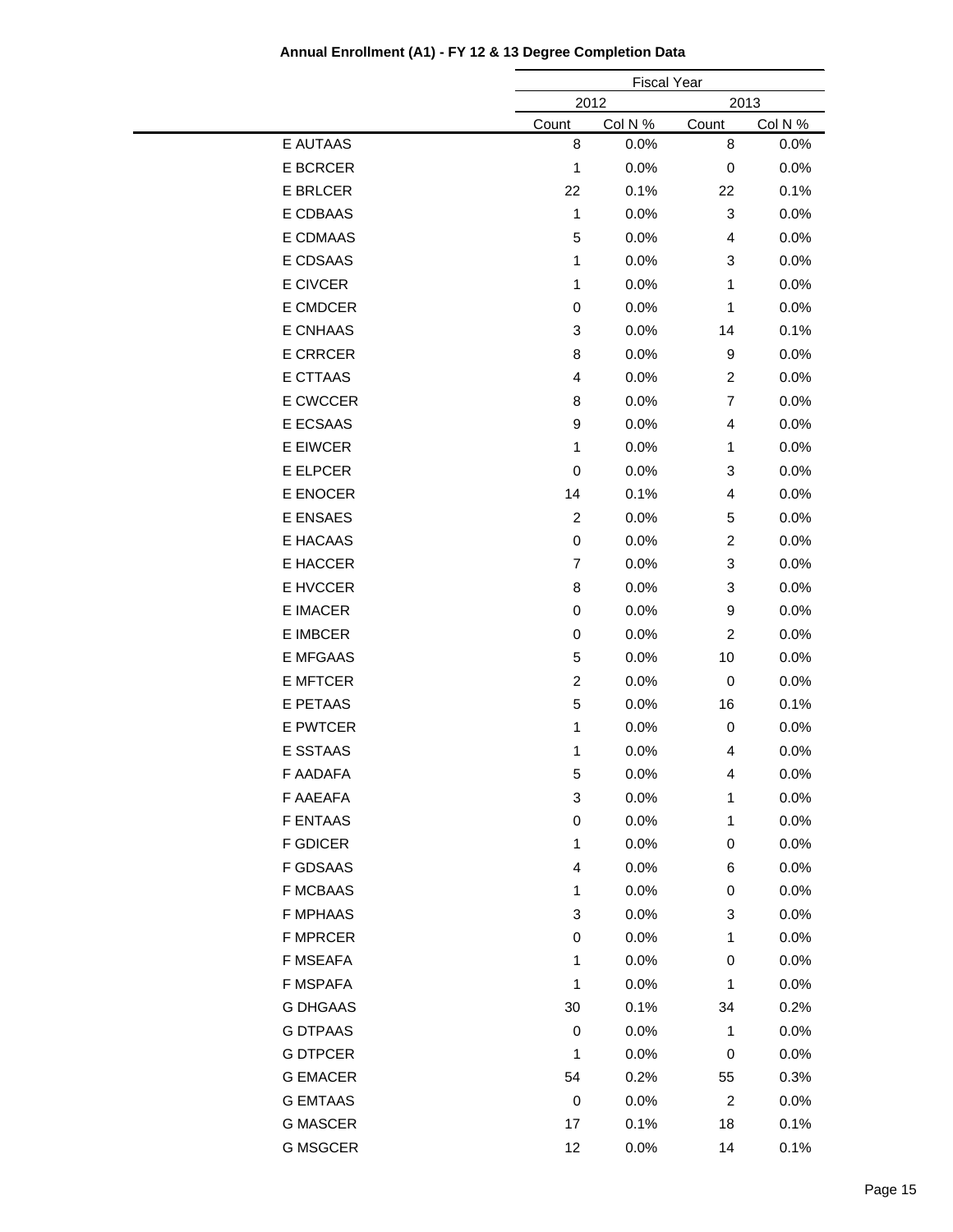**Annual Enrollment (A1) - FY 12 & 13 Degree Completion Data**

| | Fiscal Year | | | |
|---|---|---|---|---|
| | 2012 | | 2013 | |
| | Count | Col N % | Count | Col N % |
| E AUTAAS | 8 | 0.0% | 8 | 0.0% |
| E BCRCER | 1 | 0.0% | 0 | 0.0% |
| E BRLCER | 22 | 0.1% | 22 | 0.1% |
| E CDBAAS | 1 | 0.0% | 3 | 0.0% |
| E CDMAAS | 5 | 0.0% | 4 | 0.0% |
| E CDSAAS | 1 | 0.0% | 3 | 0.0% |
| E CIVCER | 1 | 0.0% | 1 | 0.0% |
| E CMDCER | 0 | 0.0% | 1 | 0.0% |
| E CNHAAS | 3 | 0.0% | 14 | 0.1% |
| E CRRCER | 8 | 0.0% | 9 | 0.0% |
| E CTTAAS | 4 | 0.0% | 2 | 0.0% |
| E CWCCER | 8 | 0.0% | 7 | 0.0% |
| E ECSAAS | 9 | 0.0% | 4 | 0.0% |
| E EIWCER | 1 | 0.0% | 1 | 0.0% |
| E ELPCER | 0 | 0.0% | 3 | 0.0% |
| E ENOCER | 14 | 0.1% | 4 | 0.0% |
| E ENSAES | 2 | 0.0% | 5 | 0.0% |
| E HACAAS | 0 | 0.0% | 2 | 0.0% |
| E HACCER | 7 | 0.0% | 3 | 0.0% |
| E HVCCER | 8 | 0.0% | 3 | 0.0% |
| E IMACER | 0 | 0.0% | 9 | 0.0% |
| E IMBCER | 0 | 0.0% | 2 | 0.0% |
| E MFGAAS | 5 | 0.0% | 10 | 0.0% |
| E MFTCER | 2 | 0.0% | 0 | 0.0% |
| E PETAAS | 5 | 0.0% | 16 | 0.1% |
| E PWTCER | 1 | 0.0% | 0 | 0.0% |
| E SSTAAS | 1 | 0.0% | 4 | 0.0% |
| F AADAFA | 5 | 0.0% | 4 | 0.0% |
| F AAEAFA | 3 | 0.0% | 1 | 0.0% |
| F ENTAAS | 0 | 0.0% | 1 | 0.0% |
| F GDICER | 1 | 0.0% | 0 | 0.0% |
| F GDSAAS | 4 | 0.0% | 6 | 0.0% |
| F MCBAAS | 1 | 0.0% | 0 | 0.0% |
| F MPHAAS | 3 | 0.0% | 3 | 0.0% |
| F MPRCER | 0 | 0.0% | 1 | 0.0% |
| F MSEAFA | 1 | 0.0% | 0 | 0.0% |
| F MSPAFA | 1 | 0.0% | 1 | 0.0% |
| G DHGAAS | 30 | 0.1% | 34 | 0.2% |
| G DTPAAS | 0 | 0.0% | 1 | 0.0% |
| G DTPCER | 1 | 0.0% | 0 | 0.0% |
| G EMACER | 54 | 0.2% | 55 | 0.3% |
| G EMTAAS | 0 | 0.0% | 2 | 0.0% |
| G MASCER | 17 | 0.1% | 18 | 0.1% |
| G MSGCER | 12 | 0.0% | 14 | 0.1% |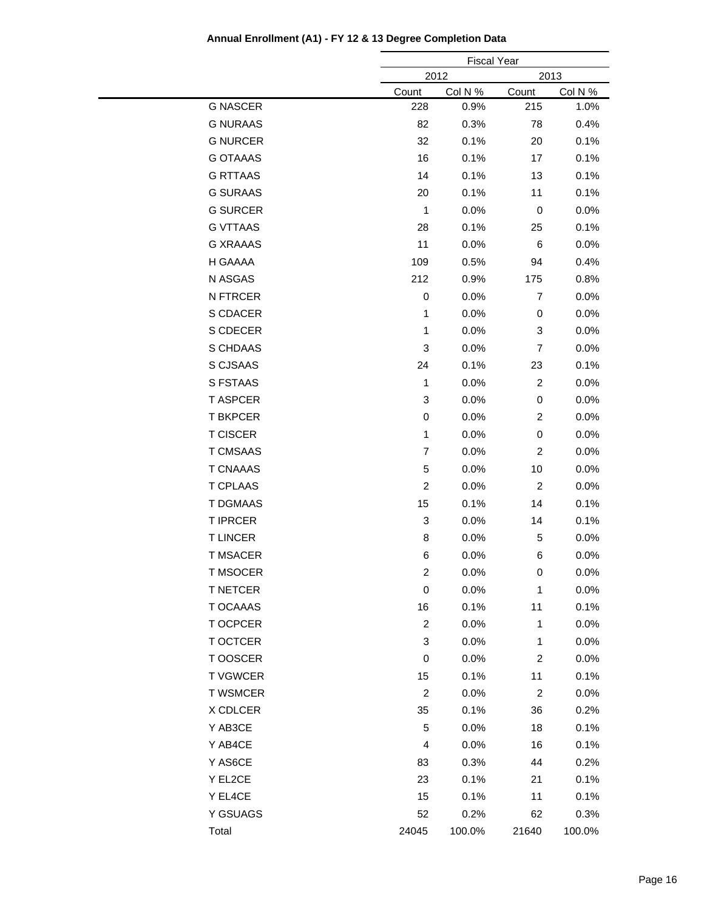**Annual Enrollment (A1) - FY 12 & 13 Degree Completion Data**

| | Fiscal Year | | | |
|---|---|---|---|---|
| | 2012 | | 2013 | |
| | Count | Col N % | Count | Col N % |
| G NASCER | 228 | 0.9% | 215 | 1.0% |
| G NURAAS | 82 | 0.3% | 78 | 0.4% |
| G NURCER | 32 | 0.1% | 20 | 0.1% |
| G OTAAAS | 16 | 0.1% | 17 | 0.1% |
| G RTTAAS | 14 | 0.1% | 13 | 0.1% |
| G SURAAS | 20 | 0.1% | 11 | 0.1% |
| G SURCER | 1 | 0.0% | 0 | 0.0% |
| G VTTAAS | 28 | 0.1% | 25 | 0.1% |
| G XRAAAS | 11 | 0.0% | 6 | 0.0% |
| H GAAAA | 109 | 0.5% | 94 | 0.4% |
| N ASGAS | 212 | 0.9% | 175 | 0.8% |
| N FTRCER | 0 | 0.0% | 7 | 0.0% |
| S CDACER | 1 | 0.0% | 0 | 0.0% |
| S CDECER | 1 | 0.0% | 3 | 0.0% |
| S CHDAAS | 3 | 0.0% | 7 | 0.0% |
| S CJSAAS | 24 | 0.1% | 23 | 0.1% |
| S FSTAAS | 1 | 0.0% | 2 | 0.0% |
| T ASPCER | 3 | 0.0% | 0 | 0.0% |
| T BKPCER | 0 | 0.0% | 2 | 0.0% |
| T CISCER | 1 | 0.0% | 0 | 0.0% |
| T CMSAAS | 7 | 0.0% | 2 | 0.0% |
| T CNAAAS | 5 | 0.0% | 10 | 0.0% |
| T CPLAAS | 2 | 0.0% | 2 | 0.0% |
| T DGMAAS | 15 | 0.1% | 14 | 0.1% |
| T IPRCER | 3 | 0.0% | 14 | 0.1% |
| T LINCER | 8 | 0.0% | 5 | 0.0% |
| T MSACER | 6 | 0.0% | 6 | 0.0% |
| T MSOCER | 2 | 0.0% | 0 | 0.0% |
| T NETCER | 0 | 0.0% | 1 | 0.0% |
| T OCAAAS | 16 | 0.1% | 11 | 0.1% |
| T OCPCER | 2 | 0.0% | 1 | 0.0% |
| T OCTCER | 3 | 0.0% | 1 | 0.0% |
| T OOSCER | 0 | 0.0% | 2 | 0.0% |
| T VGWCER | 15 | 0.1% | 11 | 0.1% |
| T WSMCER | 2 | 0.0% | 2 | 0.0% |
| X CDLCER | 35 | 0.1% | 36 | 0.2% |
| Y AB3CE | 5 | 0.0% | 18 | 0.1% |
| Y AB4CE | 4 | 0.0% | 16 | 0.1% |
| Y AS6CE | 83 | 0.3% | 44 | 0.2% |
| Y EL2CE | 23 | 0.1% | 21 | 0.1% |
| Y EL4CE | 15 | 0.1% | 11 | 0.1% |
| Y GSUAGS | 52 | 0.2% | 62 | 0.3% |
| Total | 24045 | 100.0% | 21640 | 100.0% |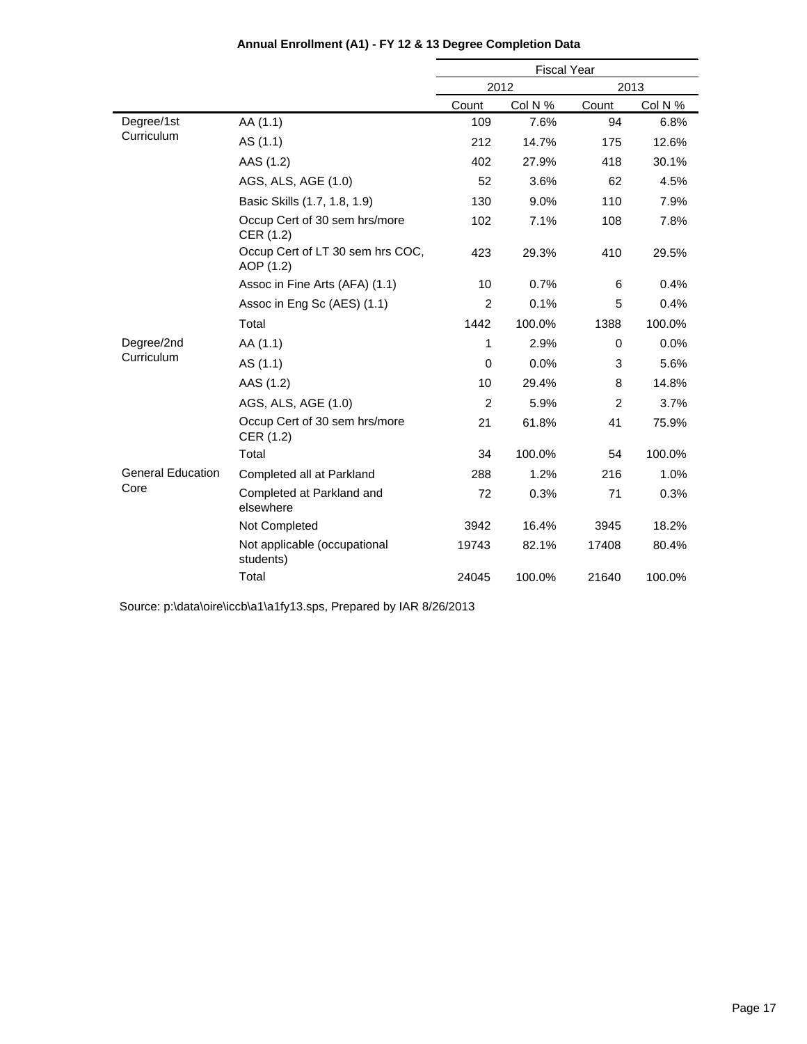## Annual Enrollment (A1) - FY 12 & 13 Degree Completion Data

| | | Fiscal Year | | | |
|---|---|---|---|---|---|
| | | 2012 | | 2013 | |
| | | Count | Col N % | Count | Col N % |
| Degree/1st Curriculum | AA (1.1) | 109 | 7.6% | 94 | 6.8% |
| | AS (1.1) | 212 | 14.7% | 175 | 12.6% |
| | AAS (1.2) | 402 | 27.9% | 418 | 30.1% |
| | AGS, ALS, AGE (1.0) | 52 | 3.6% | 62 | 4.5% |
| | Basic Skills (1.7, 1.8, 1.9) | 130 | 9.0% | 110 | 7.9% |
| | Occup Cert of 30 sem hrs/more CER (1.2) | 102 | 7.1% | 108 | 7.8% |
| | Occup Cert of LT 30 sem hrs COC, AOP (1.2) | 423 | 29.3% | 410 | 29.5% |
| | Assoc in Fine Arts (AFA) (1.1) | 10 | 0.7% | 6 | 0.4% |
| | Assoc in Eng Sc (AES) (1.1) | 2 | 0.1% | 5 | 0.4% |
| | Total | 1442 | 100.0% | 1388 | 100.0% |
| Degree/2nd Curriculum | AA (1.1) | 1 | 2.9% | 0 | 0.0% |
| | AS (1.1) | 0 | 0.0% | 3 | 5.6% |
| | AAS (1.2) | 10 | 29.4% | 8 | 14.8% |
| | AGS, ALS, AGE (1.0) | 2 | 5.9% | 2 | 3.7% |
| | Occup Cert of 30 sem hrs/more CER (1.2) | 21 | 61.8% | 41 | 75.9% |
| | Total | 34 | 100.0% | 54 | 100.0% |
| General Education Core | Completed all at Parkland | 288 | 1.2% | 216 | 1.0% |
| | Completed at Parkland and elsewhere | 72 | 0.3% | 71 | 0.3% |
| | Not Completed | 3942 | 16.4% | 3945 | 18.2% |
| | Not applicable (occupational students) | 19743 | 82.1% | 17408 | 80.4% |
| | Total | 24045 | 100.0% | 21640 | 100.0% |

Source: p:\data\oire\iccb\a1\a1fy13.sps, Prepared by IAR 8/26/2013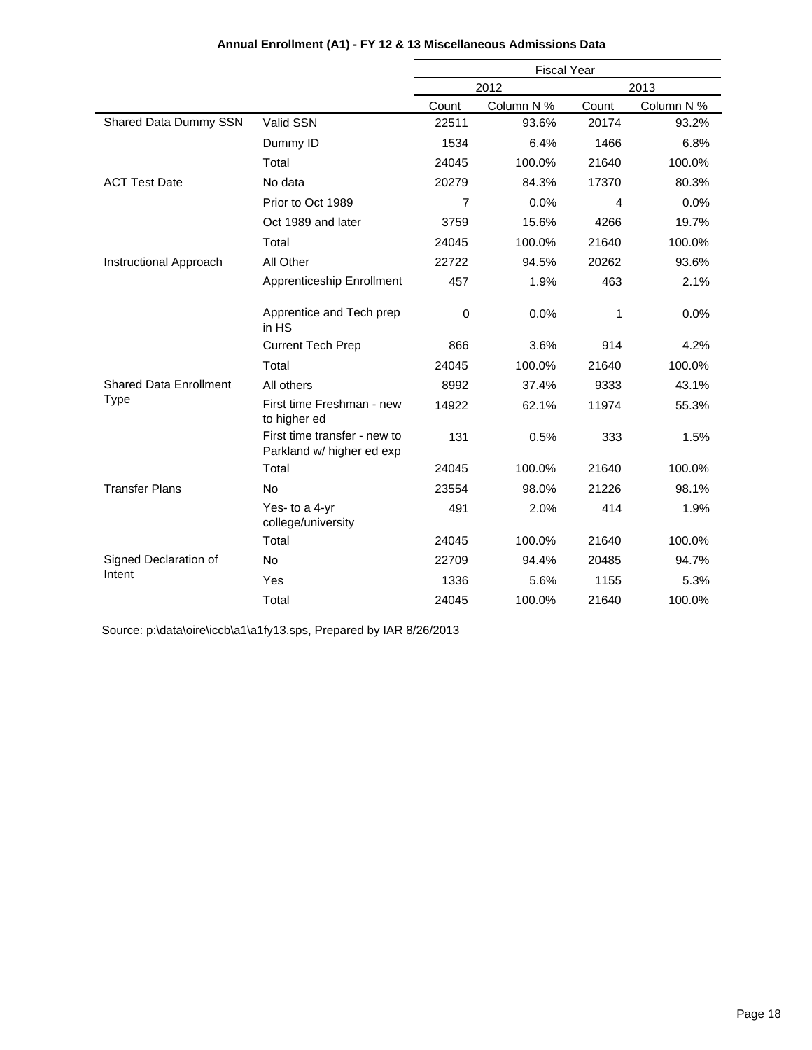**Annual Enrollment (A1) - FY 12 & 13 Miscellaneous Admissions Data**

| | | Fiscal Year | | | |
|---|---|---|---|---|---|
| | | 2012 | | 2013 | |
| | | Count | Column N % | Count | Column N % |
| Shared Data Dummy SSN | Valid SSN | 22511 | 93.6% | 20174 | 93.2% |
| | Dummy ID | 1534 | 6.4% | 1466 | 6.8% |
| | Total | 24045 | 100.0% | 21640 | 100.0% |
| ACT Test Date | No data | 20279 | 84.3% | 17370 | 80.3% |
| | Prior to Oct 1989 | 7 | 0.0% | 4 | 0.0% |
| | Oct 1989 and later | 3759 | 15.6% | 4266 | 19.7% |
| | Total | 24045 | 100.0% | 21640 | 100.0% |
| Instructional Approach | All Other | 22722 | 94.5% | 20262 | 93.6% |
| | Apprenticeship Enrollment | 457 | 1.9% | 463 | 2.1% |
| | Apprentice and Tech prep in HS | 0 | 0.0% | 1 | 0.0% |
| | Current Tech Prep | 866 | 3.6% | 914 | 4.2% |
| | Total | 24045 | 100.0% | 21640 | 100.0% |
| Shared Data Enrollment Type | All others | 8992 | 37.4% | 9333 | 43.1% |
| | First time Freshman - new to higher ed | 14922 | 62.1% | 11974 | 55.3% |
| | First time transfer - new to Parkland w/ higher ed exp | 131 | 0.5% | 333 | 1.5% |
| | Total | 24045 | 100.0% | 21640 | 100.0% |
| Transfer Plans | No | 23554 | 98.0% | 21226 | 98.1% |
| | Yes- to a 4-yr college/university | 491 | 2.0% | 414 | 1.9% |
| | Total | 24045 | 100.0% | 21640 | 100.0% |
| Signed Declaration of Intent | No | 22709 | 94.4% | 20485 | 94.7% |
| | Yes | 1336 | 5.6% | 1155 | 5.3% |
| | Total | 24045 | 100.0% | 21640 | 100.0% |

Source: p:\data\oire\iccb\a1\a1fy13.sps, Prepared by IAR 8/26/2013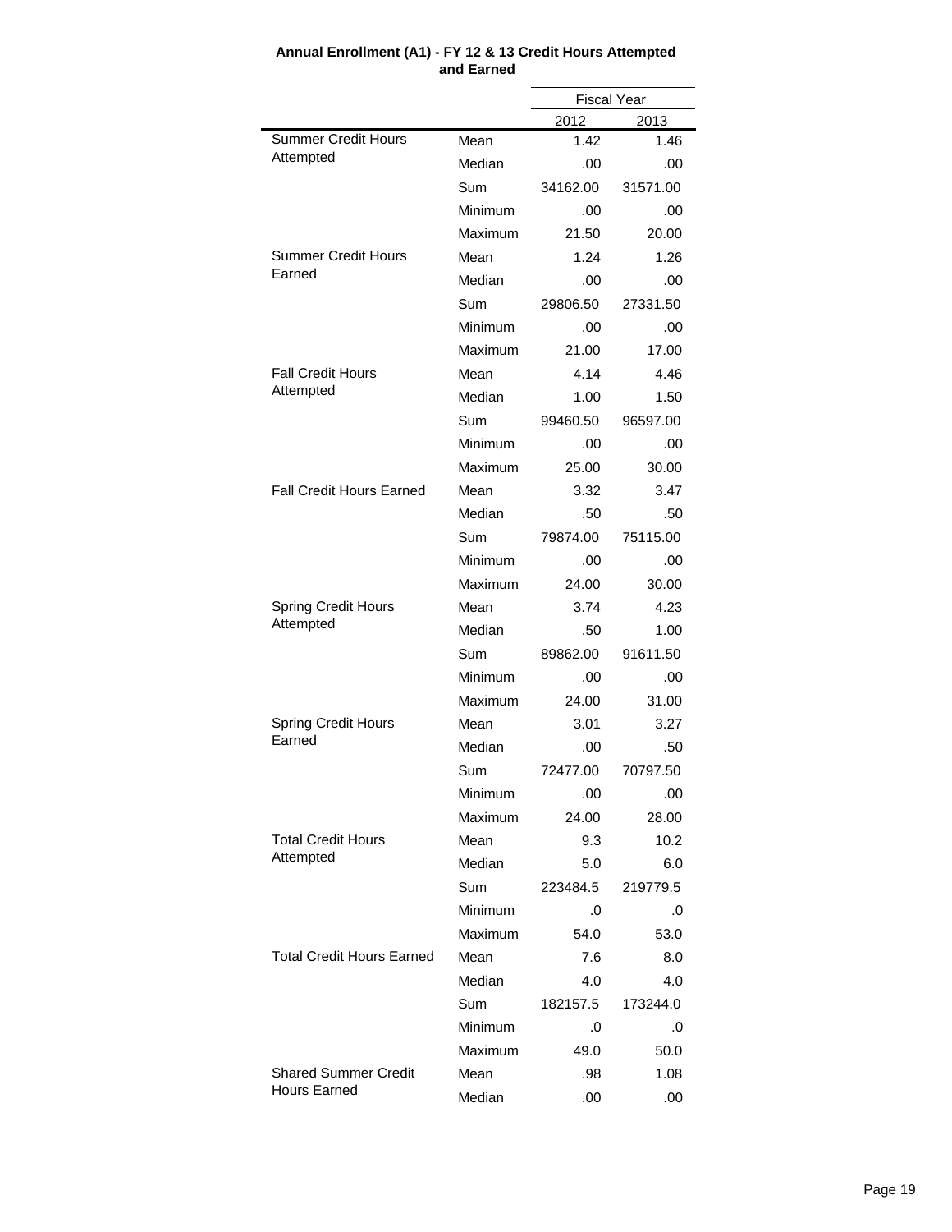**Annual Enrollment (A1) - FY 12 & 13 Credit Hours Attempted and Earned**

| | | Fiscal Year | |
|---|---|---|---|
| | | 2012 | 2013 |
| Summer Credit Hours Attempted | Mean | 1.42 | 1.46 |
| | Median | .00 | .00 |
| | Sum | 34162.00 | 31571.00 |
| | Minimum | .00 | .00 |
| | Maximum | 21.50 | 20.00 |
| Summer Credit Hours Earned | Mean | 1.24 | 1.26 |
| | Median | .00 | .00 |
| | Sum | 29806.50 | 27331.50 |
| | Minimum | .00 | .00 |
| | Maximum | 21.00 | 17.00 |
| Fall Credit Hours Attempted | Mean | 4.14 | 4.46 |
| | Median | 1.00 | 1.50 |
| | Sum | 99460.50 | 96597.00 |
| | Minimum | .00 | .00 |
| | Maximum | 25.00 | 30.00 |
| Fall Credit Hours Earned | Mean | 3.32 | 3.47 |
| | Median | .50 | .50 |
| | Sum | 79874.00 | 75115.00 |
| | Minimum | .00 | .00 |
| | Maximum | 24.00 | 30.00 |
| Spring Credit Hours Attempted | Mean | 3.74 | 4.23 |
| | Median | .50 | 1.00 |
| | Sum | 89862.00 | 91611.50 |
| | Minimum | .00 | .00 |
| | Maximum | 24.00 | 31.00 |
| Spring Credit Hours Earned | Mean | 3.01 | 3.27 |
| | Median | .00 | .50 |
| | Sum | 72477.00 | 70797.50 |
| | Minimum | .00 | .00 |
| | Maximum | 24.00 | 28.00 |
| Total Credit Hours Attempted | Mean | 9.3 | 10.2 |
| | Median | 5.0 | 6.0 |
| | Sum | 223484.5 | 219779.5 |
| | Minimum | .0 | .0 |
| | Maximum | 54.0 | 53.0 |
| Total Credit Hours Earned | Mean | 7.6 | 8.0 |
| | Median | 4.0 | 4.0 |
| | Sum | 182157.5 | 173244.0 |
| | Minimum | .0 | .0 |
| | Maximum | 49.0 | 50.0 |
| Shared Summer Credit Hours Earned | Mean | .98 | 1.08 |
| | Median | .00 | .00 |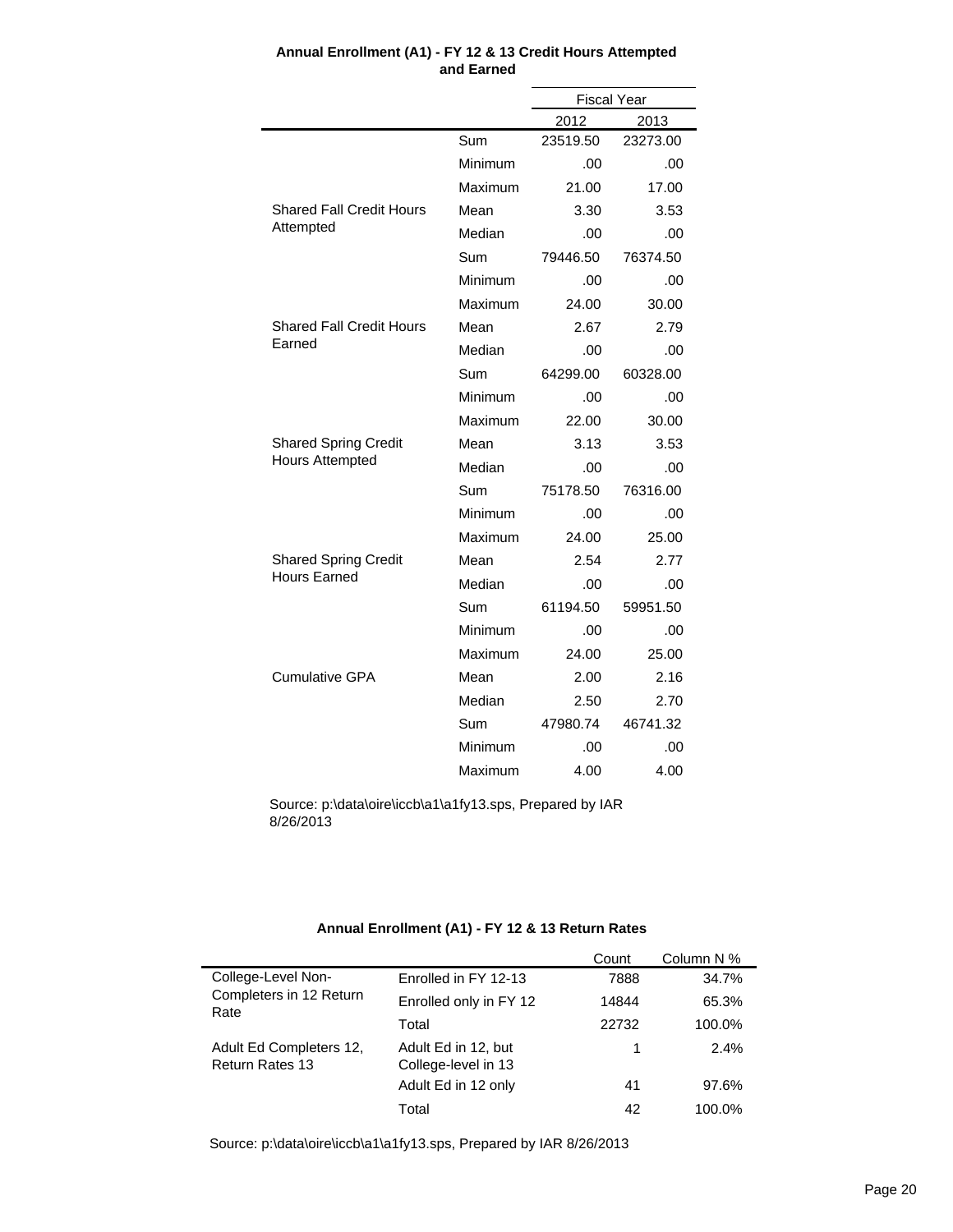### Annual Enrollment (A1) - FY 12 & 13 Credit Hours Attempted and Earned

| | | Fiscal Year | |
|---|---|---|---|
| | | 2012 | 2013 |
| | Sum | 23519.50 | 23273.00 |
| | Minimum | .00 | .00 |
| | Maximum | 21.00 | 17.00 |
| Shared Fall Credit Hours Attempted | Mean | 3.30 | 3.53 |
| | Median | .00 | .00 |
| | Sum | 79446.50 | 76374.50 |
| | Minimum | .00 | .00 |
| | Maximum | 24.00 | 30.00 |
| Shared Fall Credit Hours Earned | Mean | 2.67 | 2.79 |
| | Median | .00 | .00 |
| | Sum | 64299.00 | 60328.00 |
| | Minimum | .00 | .00 |
| | Maximum | 22.00 | 30.00 |
| Shared Spring Credit Hours Attempted | Mean | 3.13 | 3.53 |
| | Median | .00 | .00 |
| | Sum | 75178.50 | 76316.00 |
| | Minimum | .00 | .00 |
| | Maximum | 24.00 | 25.00 |
| Shared Spring Credit Hours Earned | Mean | 2.54 | 2.77 |
| | Median | .00 | .00 |
| | Sum | 61194.50 | 59951.50 |
| | Minimum | .00 | .00 |
| | Maximum | 24.00 | 25.00 |
| Cumulative GPA | Mean | 2.00 | 2.16 |
| | Median | 2.50 | 2.70 |
| | Sum | 47980.74 | 46741.32 |
| | Minimum | .00 | .00 |
| | Maximum | 4.00 | 4.00 |

Source: p:\data\oire\iccb\a1\a1fy13.sps, Prepared by IAR 8/26/2013

### Annual Enrollment (A1) - FY 12 & 13 Return Rates

| | | Count | Column N % |
|---|---|---|---|
| College-Level Non-Completers in 12 Return Rate | Enrolled in FY 12-13 | 7888 | 34.7% |
| | Enrolled only in FY 12 | 14844 | 65.3% |
| | Total | 22732 | 100.0% |
| Adult Ed Completers 12, Return Rates 13 | Adult Ed in 12, but College-level in 13 | 1 | 2.4% |
| | Adult Ed in 12 only | 41 | 97.6% |
| | Total | 42 | 100.0% |

Source: p:\data\oire\iccb\a1\a1fy13.sps, Prepared by IAR 8/26/2013